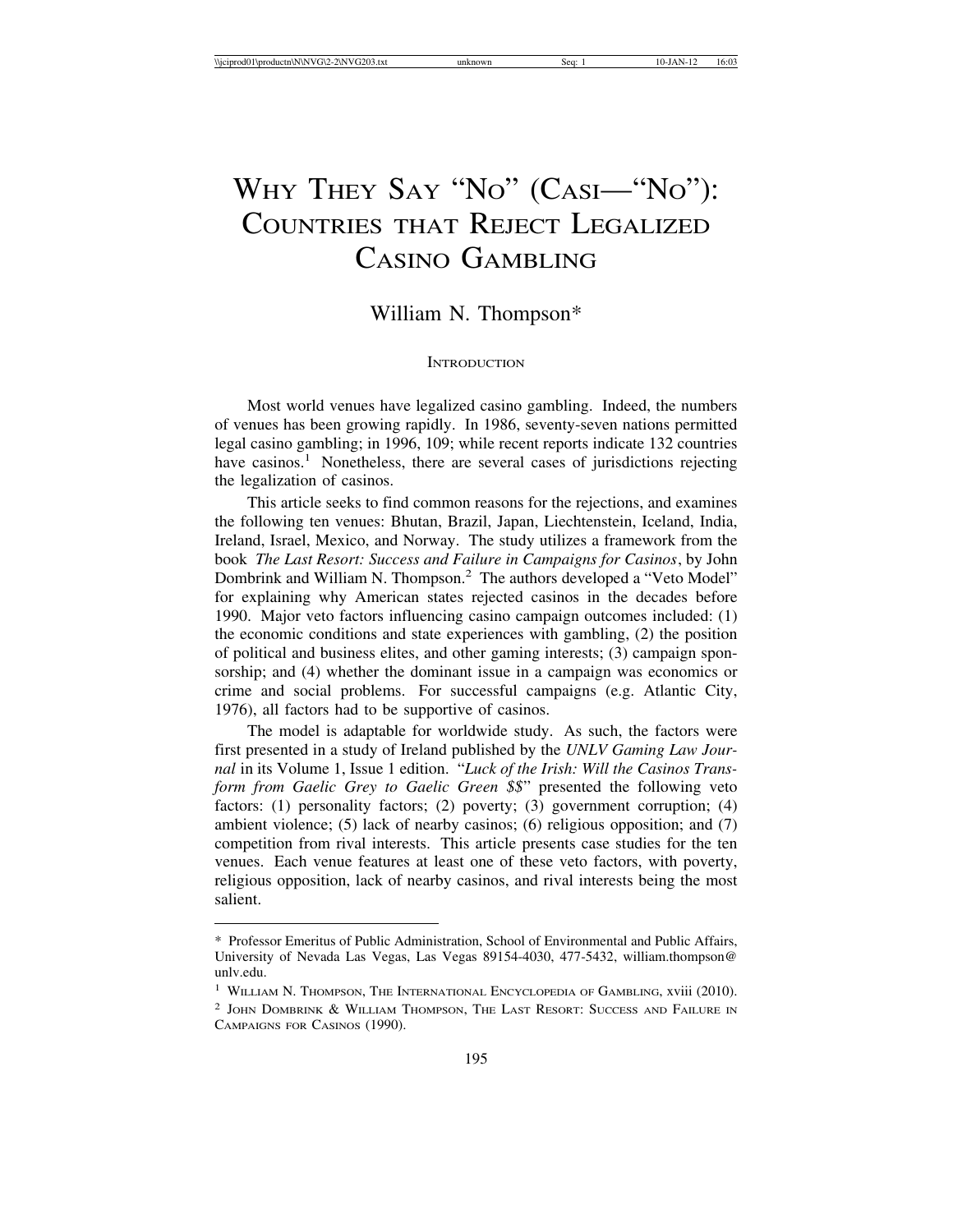# Why They Say "No" (Casi—"No"): Countries that Reject Legalized Casino Gambling

William N. Thompson*

## Introduction

Most world venues have legalized casino gambling. Indeed, the numbers of venues has been growing rapidly. In 1986, seventy-seven nations permitted legal casino gambling; in 1996, 109; while recent reports indicate 132 countries have casinos.[1] Nonetheless, there are several cases of jurisdictions rejecting the legalization of casinos.

This article seeks to find common reasons for the rejections, and examines the following ten venues: Bhutan, Brazil, Japan, Liechtenstein, Iceland, India, Ireland, Israel, Mexico, and Norway. The study utilizes a framework from the book *The Last Resort: Success and Failure in Campaigns for Casinos*, by John Dombrink and William N. Thompson.[2] The authors developed a "Veto Model" for explaining why American states rejected casinos in the decades before 1990. Major veto factors influencing casino campaign outcomes included: (1) the economic conditions and state experiences with gambling, (2) the position of political and business elites, and other gaming interests; (3) campaign sponsorship; and (4) whether the dominant issue in a campaign was economics or crime and social problems. For successful campaigns (e.g. Atlantic City, 1976), all factors had to be supportive of casinos.

The model is adaptable for worldwide study. As such, the factors were first presented in a study of Ireland published by the *UNLV Gaming Law Journal* in its Volume 1, Issue 1 edition. "*Luck of the Irish: Will the Casinos Transform from Gaelic Grey to Gaelic Green $$*" presented the following veto factors: (1) personality factors; (2) poverty; (3) government corruption; (4) ambient violence; (5) lack of nearby casinos; (6) religious opposition; and (7) competition from rival interests. This article presents case studies for the ten venues. Each venue features at least one of these veto factors, with poverty, religious opposition, lack of nearby casinos, and rival interests being the most salient.

---

\* Professor Emeritus of Public Administration, School of Environmental and Public Affairs, University of Nevada Las Vegas, Las Vegas 89154-4030, 477-5432, william.thompson@unlv.edu.

[1] William N. Thompson, The International Encyclopedia of Gambling, xviii (2010).

[2] John Dombrink & William Thompson, The Last Resort: Success and Failure in Campaigns for Casinos (1990).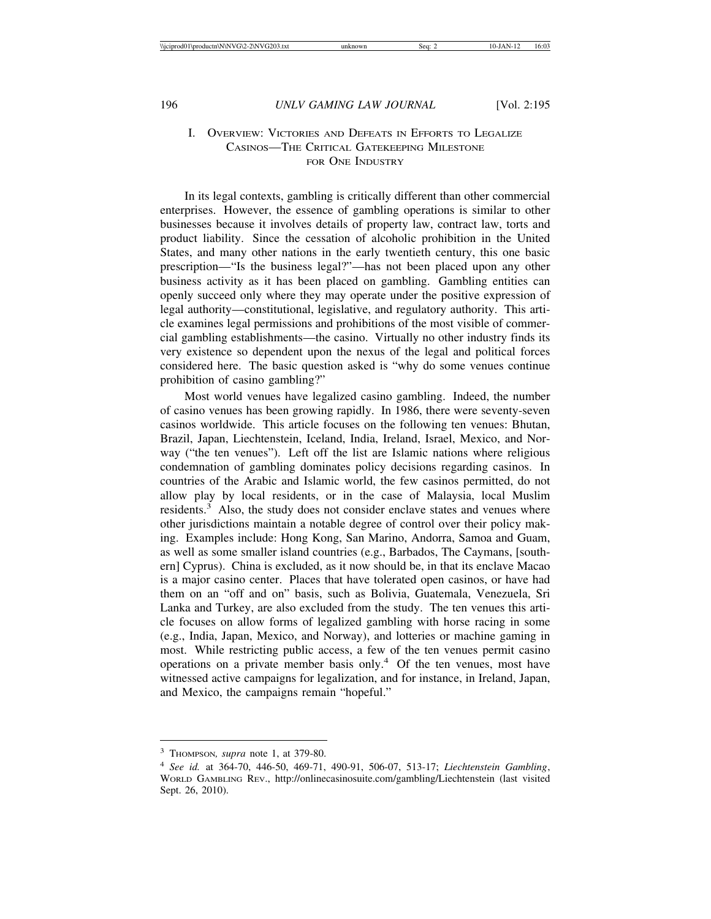## I. Overview: Victories and Defeats in Efforts to Legalize Casinos—The Critical Gatekeeping Milestone for One Industry

In its legal contexts, gambling is critically different than other commercial enterprises. However, the essence of gambling operations is similar to other businesses because it involves details of property law, contract law, torts and product liability. Since the cessation of alcoholic prohibition in the United States, and many other nations in the early twentieth century, this one basic prescription—"Is the business legal?"—has not been placed upon any other business activity as it has been placed on gambling. Gambling entities can openly succeed only where they may operate under the positive expression of legal authority—constitutional, legislative, and regulatory authority. This article examines legal permissions and prohibitions of the most visible of commercial gambling establishments—the casino. Virtually no other industry finds its very existence so dependent upon the nexus of the legal and political forces considered here. The basic question asked is "why do some venues continue prohibition of casino gambling?"

Most world venues have legalized casino gambling. Indeed, the number of casino venues has been growing rapidly. In 1986, there were seventy-seven casinos worldwide. This article focuses on the following ten venues: Bhutan, Brazil, Japan, Liechtenstein, Iceland, India, Ireland, Israel, Mexico, and Norway ("the ten venues"). Left off the list are Islamic nations where religious condemnation of gambling dominates policy decisions regarding casinos. In countries of the Arabic and Islamic world, the few casinos permitted, do not allow play by local residents, or in the case of Malaysia, local Muslim residents.[3] Also, the study does not consider enclave states and venues where other jurisdictions maintain a notable degree of control over their policy making. Examples include: Hong Kong, San Marino, Andorra, Samoa and Guam, as well as some smaller island countries (e.g., Barbados, The Caymans, [southern] Cyprus). China is excluded, as it now should be, in that its enclave Macao is a major casino center. Places that have tolerated open casinos, or have had them on an "off and on" basis, such as Bolivia, Guatemala, Venezuela, Sri Lanka and Turkey, are also excluded from the study. The ten venues this article focuses on allow forms of legalized gambling with horse racing in some (e.g., India, Japan, Mexico, and Norway), and lotteries or machine gaming in most. While restricting public access, a few of the ten venues permit casino operations on a private member basis only.[4] Of the ten venues, most have witnessed active campaigns for legalization, and for instance, in Ireland, Japan, and Mexico, the campaigns remain "hopeful."

---

[3] Thompson, *supra* note 1, at 379-80.

[4] *See id.* at 364-70, 446-50, 469-71, 490-91, 506-07, 513-17; *Liechtenstein Gambling*, World Gambling Rev., http://onlinecasinosuite.com/gambling/Liechtenstein (last visited Sept. 26, 2010).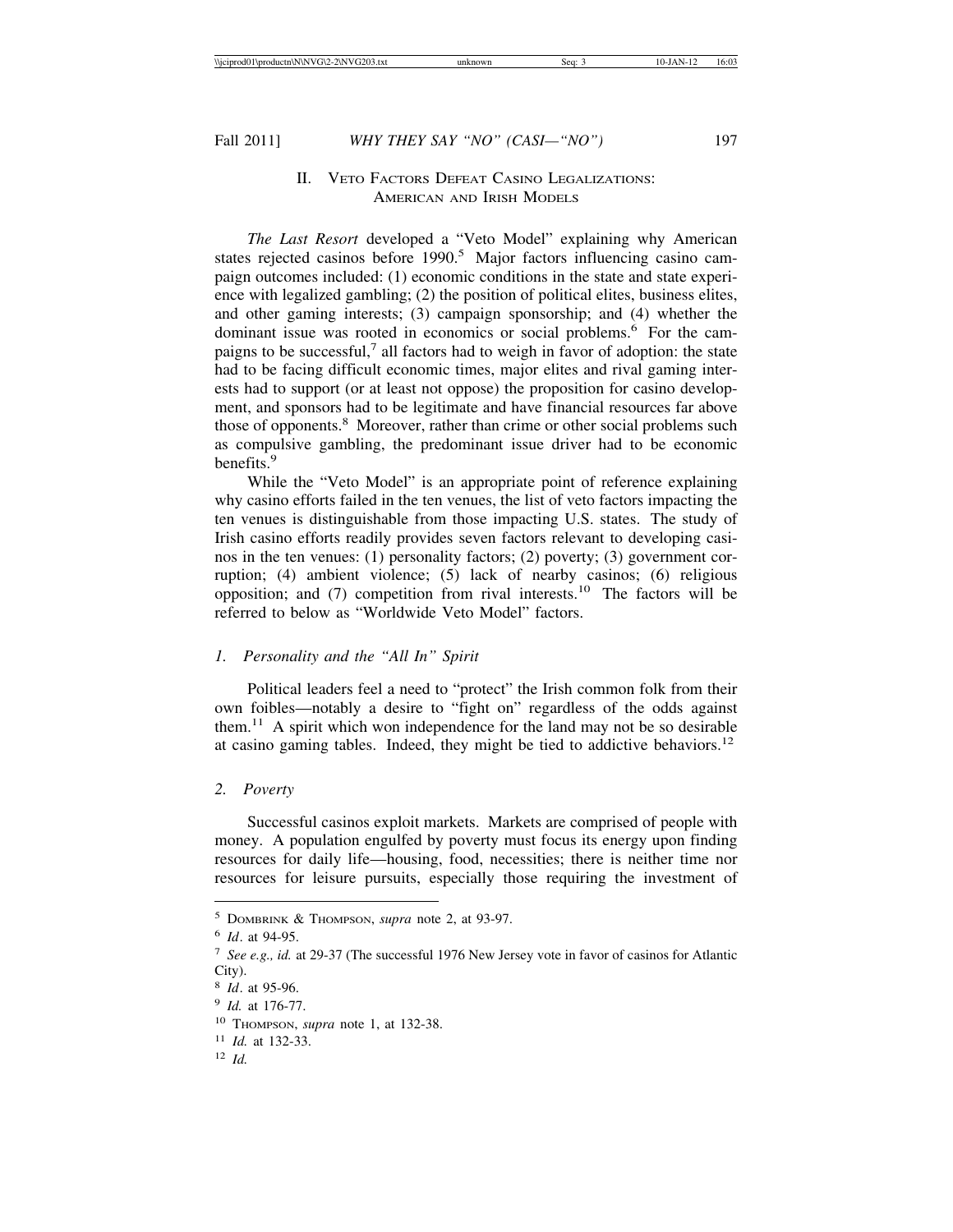## II. Veto Factors Defeat Casino Legalizations: American and Irish Models

*The Last Resort* developed a "Veto Model" explaining why American states rejected casinos before 1990.[5] Major factors influencing casino campaign outcomes included: (1) economic conditions in the state and state experience with legalized gambling; (2) the position of political elites, business elites, and other gaming interests; (3) campaign sponsorship; and (4) whether the dominant issue was rooted in economics or social problems.[6] For the campaigns to be successful,[7] all factors had to weigh in favor of adoption: the state had to be facing difficult economic times, major elites and rival gaming interests had to support (or at least not oppose) the proposition for casino development, and sponsors had to be legitimate and have financial resources far above those of opponents.[8] Moreover, rather than crime or other social problems such as compulsive gambling, the predominant issue driver had to be economic benefits.[9]

While the "Veto Model" is an appropriate point of reference explaining why casino efforts failed in the ten venues, the list of veto factors impacting the ten venues is distinguishable from those impacting U.S. states. The study of Irish casino efforts readily provides seven factors relevant to developing casinos in the ten venues: (1) personality factors; (2) poverty; (3) government corruption; (4) ambient violence; (5) lack of nearby casinos; (6) religious opposition; and (7) competition from rival interests.[10] The factors will be referred to below as "Worldwide Veto Model" factors.

### 1. *Personality and the "All In" Spirit*

Political leaders feel a need to "protect" the Irish common folk from their own foibles—notably a desire to "fight on" regardless of the odds against them.[11] A spirit which won independence for the land may not be so desirable at casino gaming tables. Indeed, they might be tied to addictive behaviors.[12]

### 2. *Poverty*

Successful casinos exploit markets. Markets are comprised of people with money. A population engulfed by poverty must focus its energy upon finding resources for daily life—housing, food, necessities; there is neither time nor resources for leisure pursuits, especially those requiring the investment of

---

[5] Dombrink & Thompson, *supra* note 2, at 93-97.

[6] *Id*. at 94-95.

[7] *See e.g., id.* at 29-37 (The successful 1976 New Jersey vote in favor of casinos for Atlantic City).

[8] *Id*. at 95-96.

[9] *Id.* at 176-77.

[10] Thompson, *supra* note 1, at 132-38.

[11] *Id.* at 132-33.

[12] *Id.*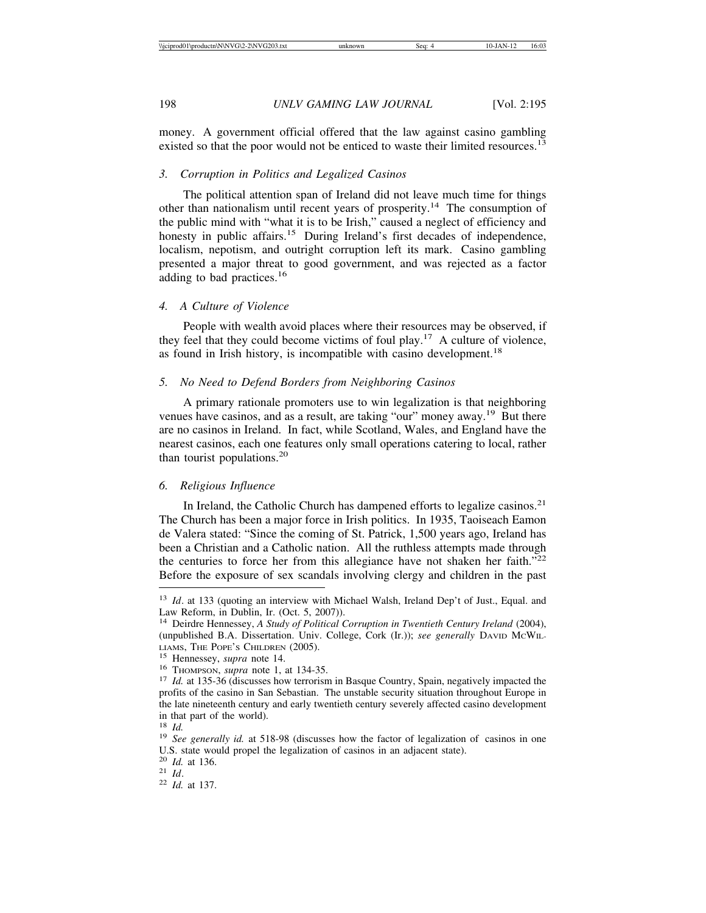money. A government official offered that the law against casino gambling existed so that the poor would not be enticed to waste their limited resources.[13]

### 3. *Corruption in Politics and Legalized Casinos*

The political attention span of Ireland did not leave much time for things other than nationalism until recent years of prosperity.[14] The consumption of the public mind with "what it is to be Irish," caused a neglect of efficiency and honesty in public affairs.[15] During Ireland's first decades of independence, localism, nepotism, and outright corruption left its mark. Casino gambling presented a major threat to good government, and was rejected as a factor adding to bad practices.[16]

### 4. *A Culture of Violence*

People with wealth avoid places where their resources may be observed, if they feel that they could become victims of foul play.[17] A culture of violence, as found in Irish history, is incompatible with casino development.[18]

### 5. *No Need to Defend Borders from Neighboring Casinos*

A primary rationale promoters use to win legalization is that neighboring venues have casinos, and as a result, are taking "our" money away.[19] But there are no casinos in Ireland. In fact, while Scotland, Wales, and England have the nearest casinos, each one features only small operations catering to local, rather than tourist populations.[20]

### 6. *Religious Influence*

In Ireland, the Catholic Church has dampened efforts to legalize casinos.[21] The Church has been a major force in Irish politics. In 1935, Taoiseach Eamon de Valera stated: "Since the coming of St. Patrick, 1,500 years ago, Ireland has been a Christian and a Catholic nation. All the ruthless attempts made through the centuries to force her from this allegiance have not shaken her faith."[22] Before the exposure of sex scandals involving clergy and children in the past

---

[13] *Id*. at 133 (quoting an interview with Michael Walsh, Ireland Dep't of Just., Equal. and Law Reform, in Dublin, Ir. (Oct. 5, 2007)).

[14] Deirdre Hennessey, *A Study of Political Corruption in Twentieth Century Ireland* (2004), (unpublished B.A. Dissertation. Univ. College, Cork (Ir.)); *see generally* DAVID MCWILLIAMS, THE POPE'S CHILDREN (2005).

[15] Hennessey, *supra* note 14.

[16] THOMPSON, *supra* note 1, at 134-35.

[17] *Id.* at 135-36 (discusses how terrorism in Basque Country, Spain, negatively impacted the profits of the casino in San Sebastian. The unstable security situation throughout Europe in the late nineteenth century and early twentieth century severely affected casino development in that part of the world).

[18] *Id.*

[19] *See generally id.* at 518-98 (discusses how the factor of legalization of casinos in one U.S. state would propel the legalization of casinos in an adjacent state).

[20] *Id.* at 136.

[21] *Id*.

[22] *Id.* at 137.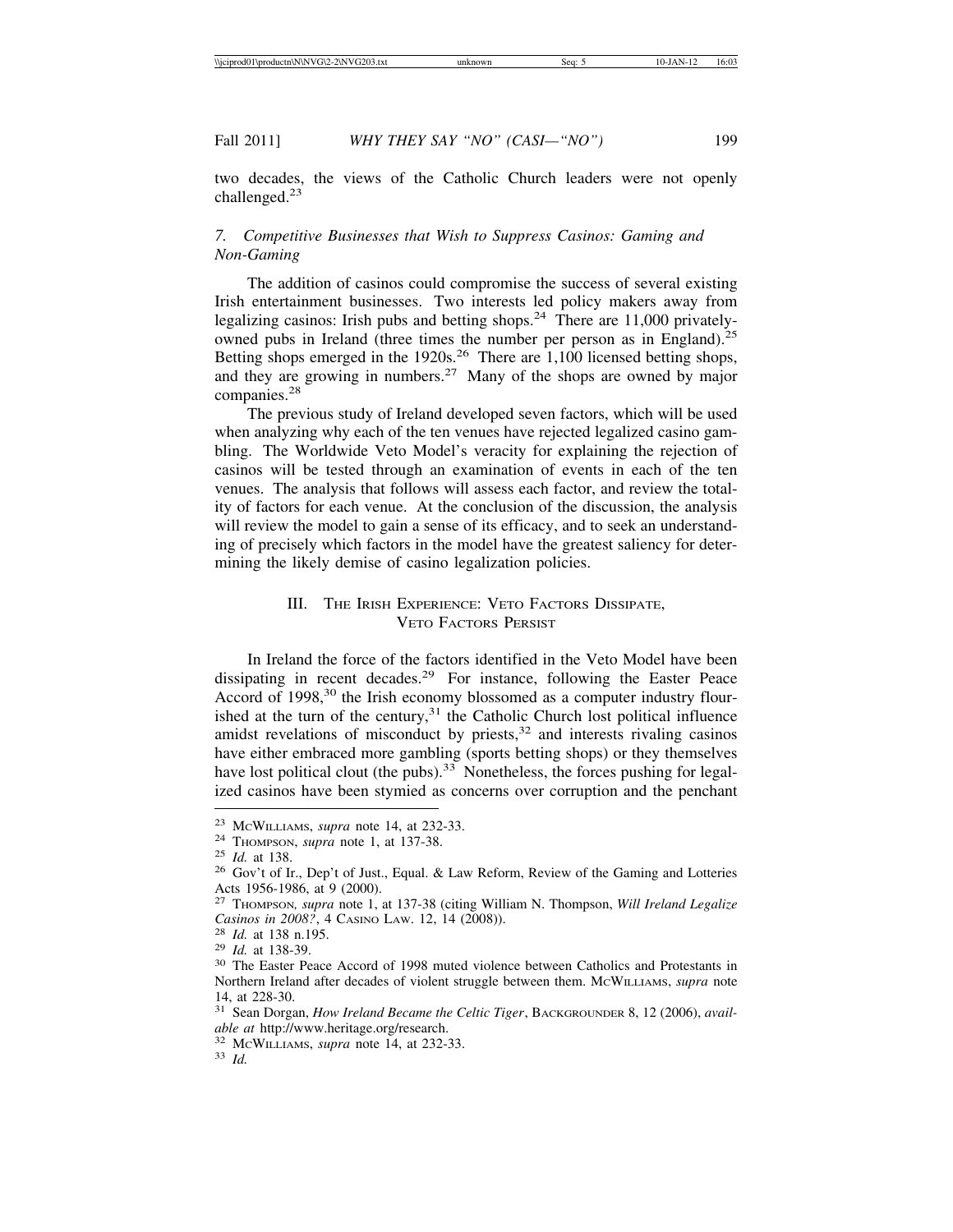two decades, the views of the Catholic Church leaders were not openly challenged.[23]

### 7. *Competitive Businesses that Wish to Suppress Casinos: Gaming and Non-Gaming*

The addition of casinos could compromise the success of several existing Irish entertainment businesses. Two interests led policy makers away from legalizing casinos: Irish pubs and betting shops.[24] There are 11,000 privately-owned pubs in Ireland (three times the number per person as in England).[25] Betting shops emerged in the 1920s.[26] There are 1,100 licensed betting shops, and they are growing in numbers.[27] Many of the shops are owned by major companies.[28]

The previous study of Ireland developed seven factors, which will be used when analyzing why each of the ten venues have rejected legalized casino gambling. The Worldwide Veto Model's veracity for explaining the rejection of casinos will be tested through an examination of events in each of the ten venues. The analysis that follows will assess each factor, and review the totality of factors for each venue. At the conclusion of the discussion, the analysis will review the model to gain a sense of its efficacy, and to seek an understanding of precisely which factors in the model have the greatest saliency for determining the likely demise of casino legalization policies.

## III. The Irish Experience: Veto Factors Dissipate, Veto Factors Persist

In Ireland the force of the factors identified in the Veto Model have been dissipating in recent decades.[29] For instance, following the Easter Peace Accord of 1998,[30] the Irish economy blossomed as a computer industry flourished at the turn of the century,[31] the Catholic Church lost political influence amidst revelations of misconduct by priests,[32] and interests rivaling casinos have either embraced more gambling (sports betting shops) or they themselves have lost political clout (the pubs).[33] Nonetheless, the forces pushing for legalized casinos have been stymied as concerns over corruption and the penchant

---

[23] McWilliams, *supra* note 14, at 232-33.

[24] Thompson, *supra* note 1, at 137-38.

[25] *Id.* at 138.

[26] Gov't of Ir., Dep't of Just., Equal. & Law Reform, Review of the Gaming and Lotteries Acts 1956-1986, at 9 (2000).

[27] Thompson, *supra* note 1, at 137-38 (citing William N. Thompson, *Will Ireland Legalize Casinos in 2008?*, 4 Casino Law. 12, 14 (2008)).

[28] *Id.* at 138 n.195.

[29] *Id.* at 138-39.

[30] The Easter Peace Accord of 1998 muted violence between Catholics and Protestants in Northern Ireland after decades of violent struggle between them. McWilliams, *supra* note 14, at 228-30.

[31] Sean Dorgan, *How Ireland Became the Celtic Tiger*, Backgrounder 8, 12 (2006), *available at* http://www.heritage.org/research.

[32] McWilliams, *supra* note 14, at 232-33.

[33] *Id.*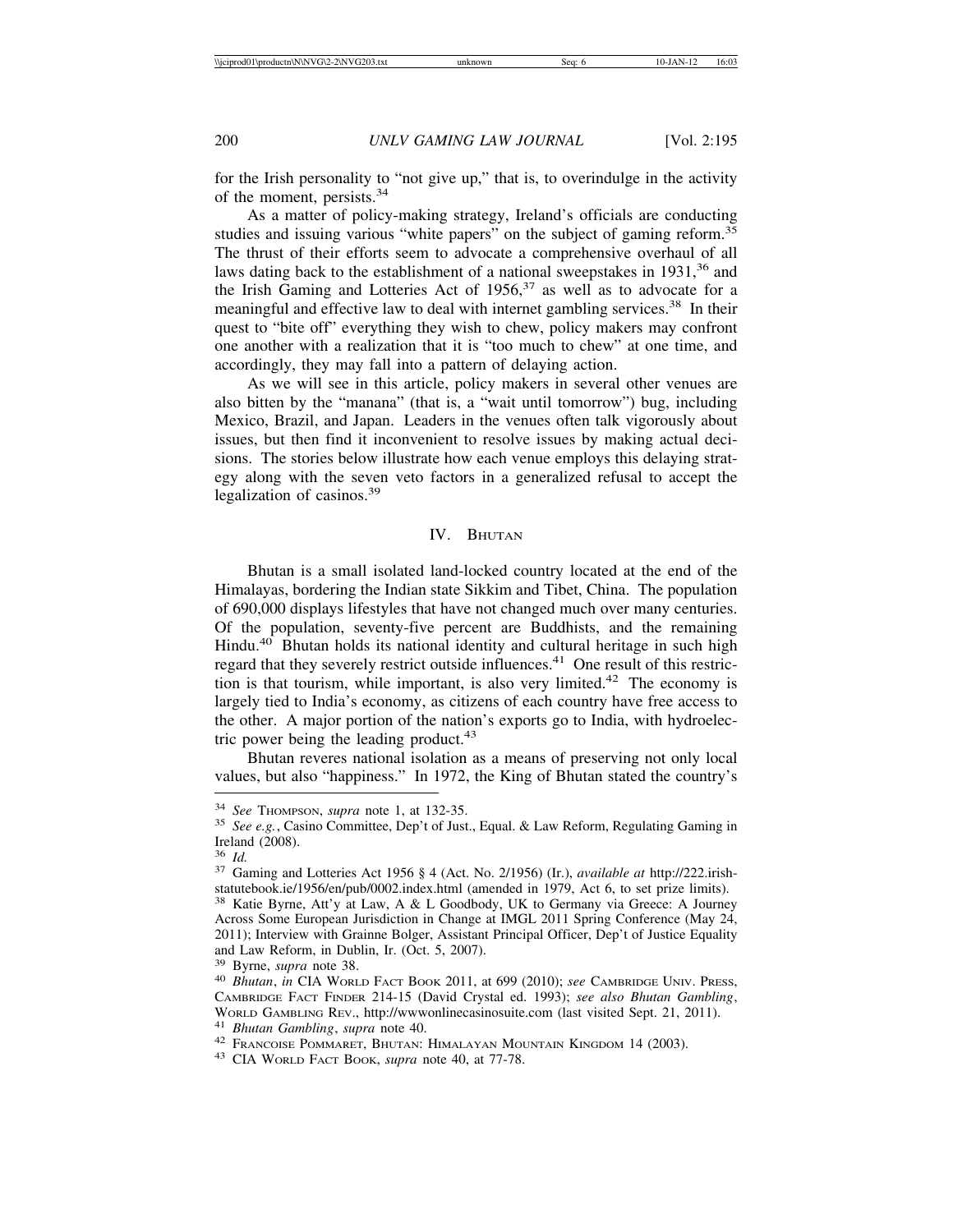for the Irish personality to "not give up," that is, to overindulge in the activity of the moment, persists.[34]

As a matter of policy-making strategy, Ireland's officials are conducting studies and issuing various "white papers" on the subject of gaming reform.[35] The thrust of their efforts seem to advocate a comprehensive overhaul of all laws dating back to the establishment of a national sweepstakes in 1931,[36] and the Irish Gaming and Lotteries Act of 1956,[37] as well as to advocate for a meaningful and effective law to deal with internet gambling services.[38] In their quest to "bite off" everything they wish to chew, policy makers may confront one another with a realization that it is "too much to chew" at one time, and accordingly, they may fall into a pattern of delaying action.

As we will see in this article, policy makers in several other venues are also bitten by the "manana" (that is, a "wait until tomorrow") bug, including Mexico, Brazil, and Japan. Leaders in the venues often talk vigorously about issues, but then find it inconvenient to resolve issues by making actual decisions. The stories below illustrate how each venue employs this delaying strategy along with the seven veto factors in a generalized refusal to accept the legalization of casinos.[39]

## IV. Bhutan

Bhutan is a small isolated land-locked country located at the end of the Himalayas, bordering the Indian state Sikkim and Tibet, China. The population of 690,000 displays lifestyles that have not changed much over many centuries. Of the population, seventy-five percent are Buddhists, and the remaining Hindu.[40] Bhutan holds its national identity and cultural heritage in such high regard that they severely restrict outside influences.[41] One result of this restriction is that tourism, while important, is also very limited.[42] The economy is largely tied to India's economy, as citizens of each country have free access to the other. A major portion of the nation's exports go to India, with hydroelectric power being the leading product.[43]

Bhutan reveres national isolation as a means of preserving not only local values, but also "happiness." In 1972, the King of Bhutan stated the country's

---

[34] *See* Thompson, *supra* note 1, at 132-35.

[35] *See e.g.*, Casino Committee, Dep't of Just., Equal. & Law Reform, Regulating Gaming in Ireland (2008).

[36] *Id.*

[37] Gaming and Lotteries Act 1956 § 4 (Act. No. 2/1956) (Ir.), *available at* http://222.irishstatutebook.ie/1956/en/pub/0002.index.html (amended in 1979, Act 6, to set prize limits).

[38] Katie Byrne, Att'y at Law, A & L Goodbody, UK to Germany via Greece: A Journey Across Some European Jurisdiction in Change at IMGL 2011 Spring Conference (May 24, 2011); Interview with Grainne Bolger, Assistant Principal Officer, Dep't of Justice Equality and Law Reform, in Dublin, Ir. (Oct. 5, 2007).

[39] Byrne, *supra* note 38.

[40] *Bhutan*, *in* CIA World Fact Book 2011, at 699 (2010); *see* Cambridge Univ. Press, Cambridge Fact Finder 214-15 (David Crystal ed. 1993); *see also Bhutan Gambling*, World Gambling Rev., http://wwwonlinecasinosuite.com (last visited Sept. 21, 2011).

[41] *Bhutan Gambling*, *supra* note 40.

[42] Francoise Pommaret, Bhutan: Himalayan Mountain Kingdom 14 (2003).

[43] CIA World Fact Book, *supra* note 40, at 77-78.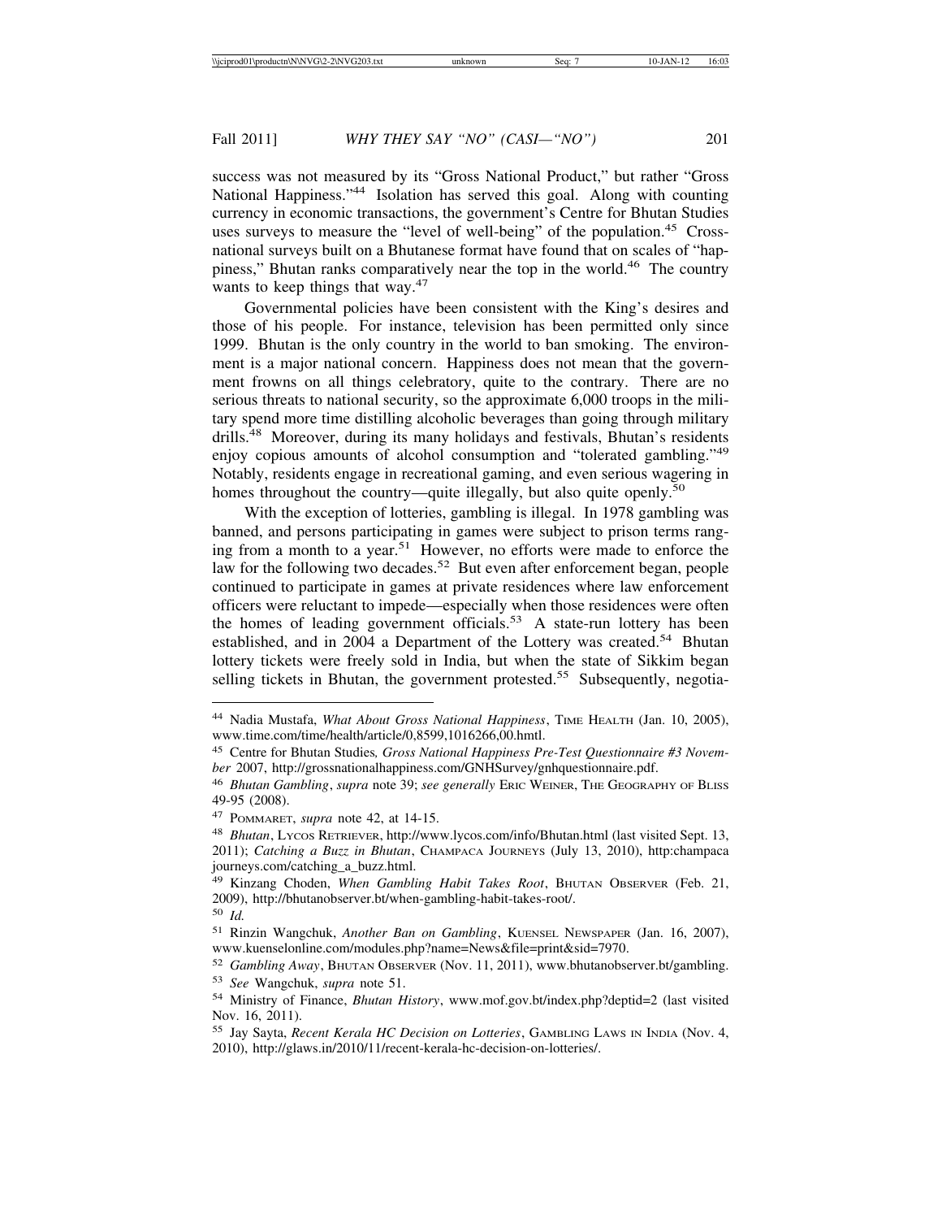success was not measured by its "Gross National Product," but rather "Gross National Happiness."[44] Isolation has served this goal. Along with counting currency in economic transactions, the government's Centre for Bhutan Studies uses surveys to measure the "level of well-being" of the population.[45] Cross-national surveys built on a Bhutanese format have found that on scales of "happiness," Bhutan ranks comparatively near the top in the world.[46] The country wants to keep things that way.[47]

Governmental policies have been consistent with the King's desires and those of his people. For instance, television has been permitted only since 1999. Bhutan is the only country in the world to ban smoking. The environment is a major national concern. Happiness does not mean that the government frowns on all things celebratory, quite to the contrary. There are no serious threats to national security, so the approximate 6,000 troops in the military spend more time distilling alcoholic beverages than going through military drills.[48] Moreover, during its many holidays and festivals, Bhutan's residents enjoy copious amounts of alcohol consumption and "tolerated gambling."[49] Notably, residents engage in recreational gaming, and even serious wagering in homes throughout the country—quite illegally, but also quite openly.[50]

With the exception of lotteries, gambling is illegal. In 1978 gambling was banned, and persons participating in games were subject to prison terms ranging from a month to a year.[51] However, no efforts were made to enforce the law for the following two decades.[52] But even after enforcement began, people continued to participate in games at private residences where law enforcement officers were reluctant to impede—especially when those residences were often the homes of leading government officials.[53] A state-run lottery has been established, and in 2004 a Department of the Lottery was created.[54] Bhutan lottery tickets were freely sold in India, but when the state of Sikkim began selling tickets in Bhutan, the government protested.[55] Subsequently, negotia-

---

[44] Nadia Mustafa, *What About Gross National Happiness*, TIME HEALTH (Jan. 10, 2005), www.time.com/time/health/article/0,8599,1016266,00.hmtl.

[45] Centre for Bhutan Studies*, Gross National Happiness Pre-Test Questionnaire #3 November* 2007, http://grossnationalhappiness.com/GNHSurvey/gnhquestionnaire.pdf.

[46] *Bhutan Gambling*, *supra* note 39; *see generally* ERIC WEINER, THE GEOGRAPHY OF BLISS 49-95 (2008).

[47] POMMARET, *supra* note 42, at 14-15.

[48] *Bhutan*, LYCOS RETRIEVER, http://www.lycos.com/info/Bhutan.html (last visited Sept. 13, 2011); *Catching a Buzz in Bhutan*, CHAMPACA JOURNEYS (July 13, 2010), http:champaca journeys.com/catching_a_buzz.html.

[49] Kinzang Choden, *When Gambling Habit Takes Root*, BHUTAN OBSERVER (Feb. 21, 2009), http://bhutanobserver.bt/when-gambling-habit-takes-root/.

[50] *Id.*

[51] Rinzin Wangchuk, *Another Ban on Gambling*, KUENSEL NEWSPAPER (Jan. 16, 2007), www.kuenselonline.com/modules.php?name=News&file=print&sid=7970.

[52] *Gambling Away*, BHUTAN OBSERVER (Nov. 11, 2011), www.bhutanobserver.bt/gambling.

[53] *See* Wangchuk, *supra* note 51.

[54] Ministry of Finance, *Bhutan History*, www.mof.gov.bt/index.php?deptid=2 (last visited Nov. 16, 2011).

[55] Jay Sayta, *Recent Kerala HC Decision on Lotteries*, GAMBLING LAWS IN INDIA (Nov. 4, 2010), http://glaws.in/2010/11/recent-kerala-hc-decision-on-lotteries/.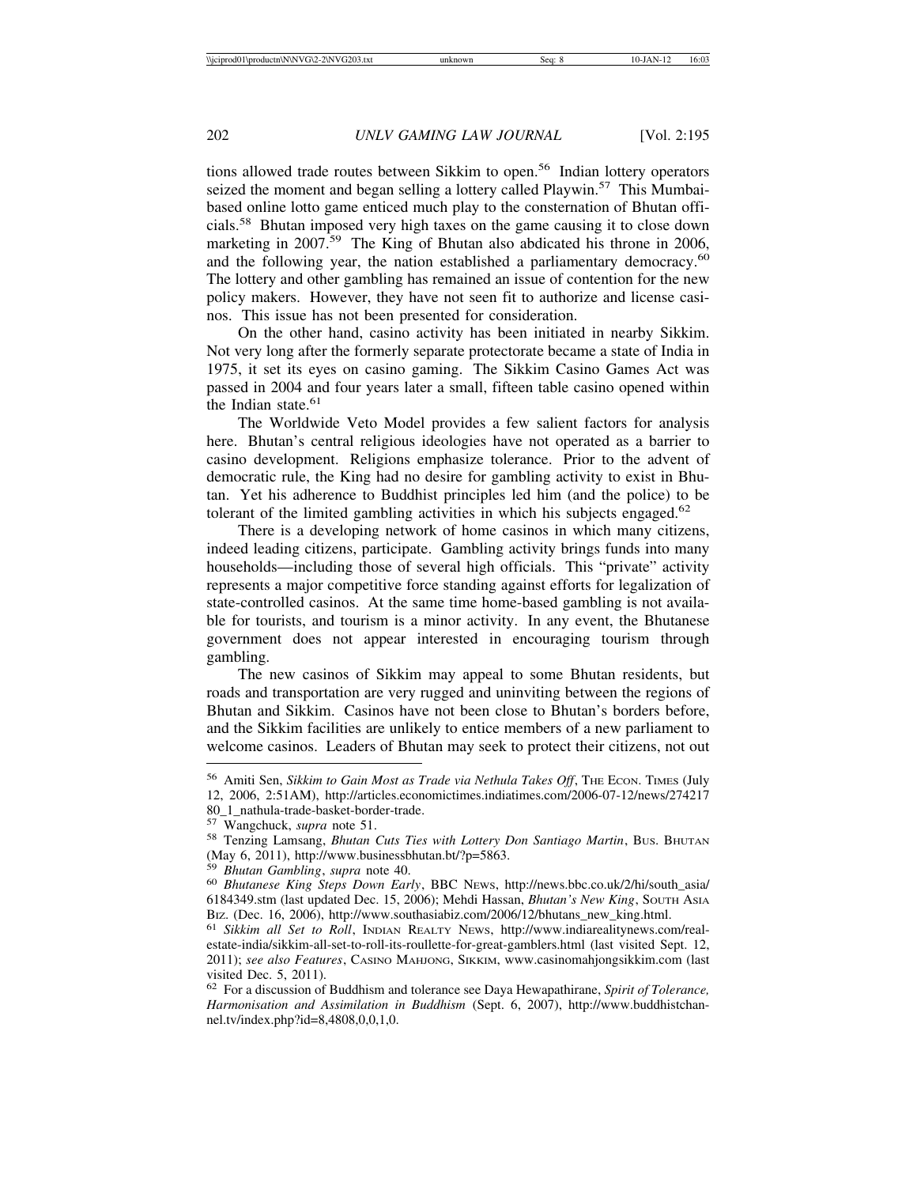tions allowed trade routes between Sikkim to open.[56] Indian lottery operators seized the moment and began selling a lottery called Playwin.[57] This Mumbai-based online lotto game enticed much play to the consternation of Bhutan officials.[58] Bhutan imposed very high taxes on the game causing it to close down marketing in 2007.[59] The King of Bhutan also abdicated his throne in 2006, and the following year, the nation established a parliamentary democracy.[60] The lottery and other gambling has remained an issue of contention for the new policy makers. However, they have not seen fit to authorize and license casinos. This issue has not been presented for consideration.

On the other hand, casino activity has been initiated in nearby Sikkim. Not very long after the formerly separate protectorate became a state of India in 1975, it set its eyes on casino gaming. The Sikkim Casino Games Act was passed in 2004 and four years later a small, fifteen table casino opened within the Indian state.[61]

The Worldwide Veto Model provides a few salient factors for analysis here. Bhutan's central religious ideologies have not operated as a barrier to casino development. Religions emphasize tolerance. Prior to the advent of democratic rule, the King had no desire for gambling activity to exist in Bhutan. Yet his adherence to Buddhist principles led him (and the police) to be tolerant of the limited gambling activities in which his subjects engaged.[62]

There is a developing network of home casinos in which many citizens, indeed leading citizens, participate. Gambling activity brings funds into many households—including those of several high officials. This "private" activity represents a major competitive force standing against efforts for legalization of state-controlled casinos. At the same time home-based gambling is not available for tourists, and tourism is a minor activity. In any event, the Bhutanese government does not appear interested in encouraging tourism through gambling.

The new casinos of Sikkim may appeal to some Bhutan residents, but roads and transportation are very rugged and uninviting between the regions of Bhutan and Sikkim. Casinos have not been close to Bhutan's borders before, and the Sikkim facilities are unlikely to entice members of a new parliament to welcome casinos. Leaders of Bhutan may seek to protect their citizens, not out

---

[56] Amiti Sen, *Sikkim to Gain Most as Trade via Nethula Takes Off*, THE ECON. TIMES (July 12, 2006, 2:51AM), http://articles.economictimes.indiatimes.com/2006-07-12/news/27421780_1_nathula-trade-basket-border-trade.

[57] Wangchuck, *supra* note 51.

[58] Tenzing Lamsang, *Bhutan Cuts Ties with Lottery Don Santiago Martin*, BUS. BHUTAN (May 6, 2011), http://www.businessbhutan.bt/?p=5863.

[59] *Bhutan Gambling*, *supra* note 40.

[60] *Bhutanese King Steps Down Early*, BBC NEWS, http://news.bbc.co.uk/2/hi/south_asia/6184349.stm (last updated Dec. 15, 2006); Mehdi Hassan, *Bhutan's New King*, SOUTH ASIA BIZ. (Dec. 16, 2006), http://www.southasiabiz.com/2006/12/bhutans_new_king.html.

[61] *Sikkim all Set to Roll*, INDIAN REALTY NEWS, http://www.indiarealitynews.com/real-estate-india/sikkim-all-set-to-roll-its-roullette-for-great-gamblers.html (last visited Sept. 12, 2011); *see also Features*, CASINO MAHJONG, SIKKIM, www.casinomahjongsikkim.com (last visited Dec. 5, 2011).

[62] For a discussion of Buddhism and tolerance see Daya Hewapathirane, *Spirit of Tolerance, Harmonisation and Assimilation in Buddhism* (Sept. 6, 2007), http://www.buddhistchannel.tv/index.php?id=8,4808,0,0,1,0.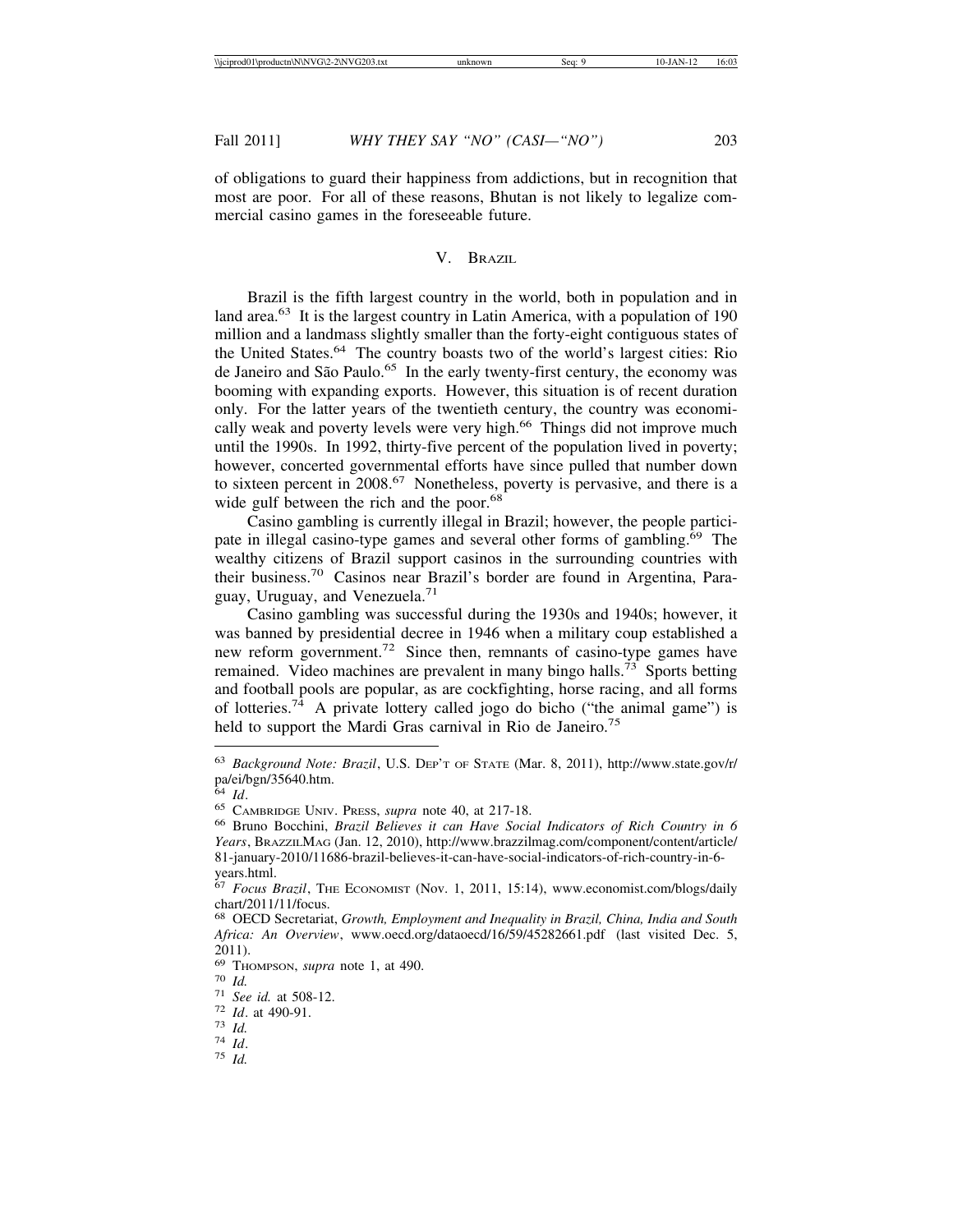of obligations to guard their happiness from addictions, but in recognition that most are poor. For all of these reasons, Bhutan is not likely to legalize commercial casino games in the foreseeable future.

## V. Brazil

Brazil is the fifth largest country in the world, both in population and in land area.[63] It is the largest country in Latin America, with a population of 190 million and a landmass slightly smaller than the forty-eight contiguous states of the United States.[64] The country boasts two of the world's largest cities: Rio de Janeiro and São Paulo.[65] In the early twenty-first century, the economy was booming with expanding exports. However, this situation is of recent duration only. For the latter years of the twentieth century, the country was economically weak and poverty levels were very high.[66] Things did not improve much until the 1990s. In 1992, thirty-five percent of the population lived in poverty; however, concerted governmental efforts have since pulled that number down to sixteen percent in 2008.[67] Nonetheless, poverty is pervasive, and there is a wide gulf between the rich and the poor.[68]

Casino gambling is currently illegal in Brazil; however, the people participate in illegal casino-type games and several other forms of gambling.[69] The wealthy citizens of Brazil support casinos in the surrounding countries with their business.[70] Casinos near Brazil's border are found in Argentina, Paraguay, Uruguay, and Venezuela.[71]

Casino gambling was successful during the 1930s and 1940s; however, it was banned by presidential decree in 1946 when a military coup established a new reform government.[72] Since then, remnants of casino-type games have remained. Video machines are prevalent in many bingo halls.[73] Sports betting and football pools are popular, as are cockfighting, horse racing, and all forms of lotteries.[74] A private lottery called jogo do bicho ("the animal game") is held to support the Mardi Gras carnival in Rio de Janeiro.[75]

---

[63] *Background Note: Brazil*, U.S. Dep't of State (Mar. 8, 2011), http://www.state.gov/r/pa/ei/bgn/35640.htm.

[64] *Id*.

[65] Cambridge Univ. Press, *supra* note 40, at 217-18.

[66] Bruno Bocchini, *Brazil Believes it can Have Social Indicators of Rich Country in 6 Years*, BrazzilMag (Jan. 12, 2010), http://www.brazzilmag.com/component/content/article/81-january-2010/11686-brazil-believes-it-can-have-social-indicators-of-rich-country-in-6-years.html.

[67] *Focus Brazil*, The Economist (Nov. 1, 2011, 15:14), www.economist.com/blogs/dailychart/2011/11/focus.

[68] OECD Secretariat, *Growth, Employment and Inequality in Brazil, China, India and South Africa: An Overview*, www.oecd.org/dataoecd/16/59/45282661.pdf (last visited Dec. 5, 2011).

[69] Thompson, *supra* note 1, at 490.

[70] *Id.*

[71] *See id.* at 508-12.

[72] *Id*. at 490-91.

[73] *Id.*

[74] *Id*.

[75] *Id.*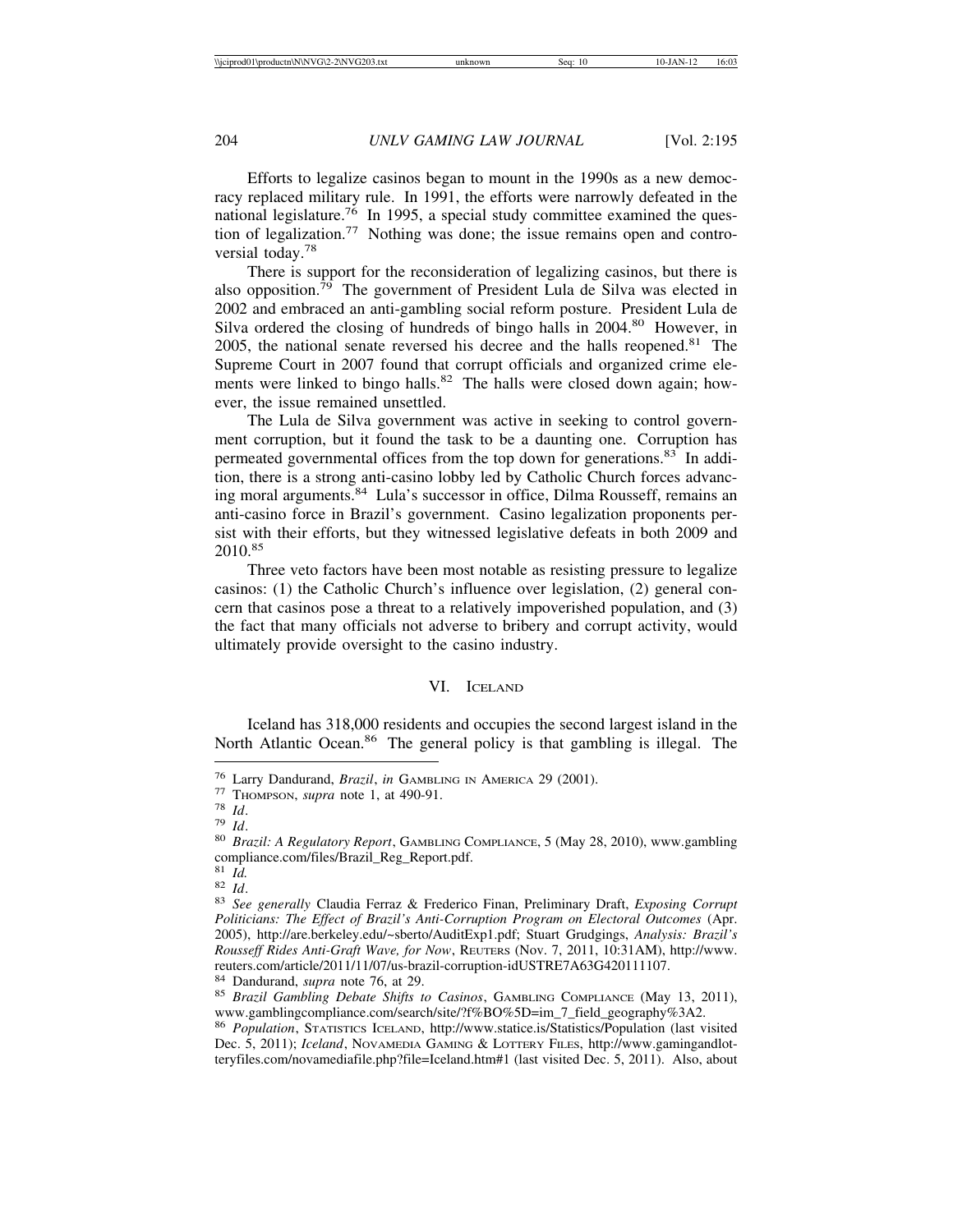Efforts to legalize casinos began to mount in the 1990s as a new democracy replaced military rule. In 1991, the efforts were narrowly defeated in the national legislature.[76] In 1995, a special study committee examined the question of legalization.[77] Nothing was done; the issue remains open and controversial today.[78]

There is support for the reconsideration of legalizing casinos, but there is also opposition.[79] The government of President Lula de Silva was elected in 2002 and embraced an anti-gambling social reform posture. President Lula de Silva ordered the closing of hundreds of bingo halls in 2004.[80] However, in 2005, the national senate reversed his decree and the halls reopened.[81] The Supreme Court in 2007 found that corrupt officials and organized crime elements were linked to bingo halls.[82] The halls were closed down again; however, the issue remained unsettled.

The Lula de Silva government was active in seeking to control government corruption, but it found the task to be a daunting one. Corruption has permeated governmental offices from the top down for generations.[83] In addition, there is a strong anti-casino lobby led by Catholic Church forces advancing moral arguments.[84] Lula's successor in office, Dilma Rousseff, remains an anti-casino force in Brazil's government. Casino legalization proponents persist with their efforts, but they witnessed legislative defeats in both 2009 and 2010.[85]

Three veto factors have been most notable as resisting pressure to legalize casinos: (1) the Catholic Church's influence over legislation, (2) general concern that casinos pose a threat to a relatively impoverished population, and (3) the fact that many officials not adverse to bribery and corrupt activity, would ultimately provide oversight to the casino industry.

## VI. Iceland

Iceland has 318,000 residents and occupies the second largest island in the North Atlantic Ocean.[86] The general policy is that gambling is illegal. The

---

[76] Larry Dandurand, *Brazil*, *in* Gambling in America 29 (2001).

[77] Thompson, *supra* note 1, at 490-91.

[78] *Id*.

[79] *Id*.

[80] *Brazil: A Regulatory Report*, Gambling Compliance, 5 (May 28, 2010), www.gamblingcompliance.com/files/Brazil_Reg_Report.pdf.

[81] *Id.*

[82] *Id*.

[83] *See generally* Claudia Ferraz & Frederico Finan, Preliminary Draft, *Exposing Corrupt Politicians: The Effect of Brazil's Anti-Corruption Program on Electoral Outcomes* (Apr. 2005), http://are.berkeley.edu/~sberto/AuditExp1.pdf; Stuart Grudgings, *Analysis: Brazil's Rousseff Rides Anti-Graft Wave, for Now*, Reuters (Nov. 7, 2011, 10:31AM), http://www.reuters.com/article/2011/11/07/us-brazil-corruption-idUSTRE7A63G420111107.

[84] Dandurand, *supra* note 76, at 29.

[85] *Brazil Gambling Debate Shifts to Casinos*, Gambling Compliance (May 13, 2011), www.gamblingcompliance.com/search/site/?f%BO%5D=im_7_field_geography%3A2.

[86] *Population*, Statistics Iceland, http://www.statice.is/Statistics/Population (last visited Dec. 5, 2011); *Iceland*, Novamedia Gaming & Lottery Files, http://www.gamingandlotteryfiles.com/novamediafile.php?file=Iceland.htm#1 (last visited Dec. 5, 2011). Also, about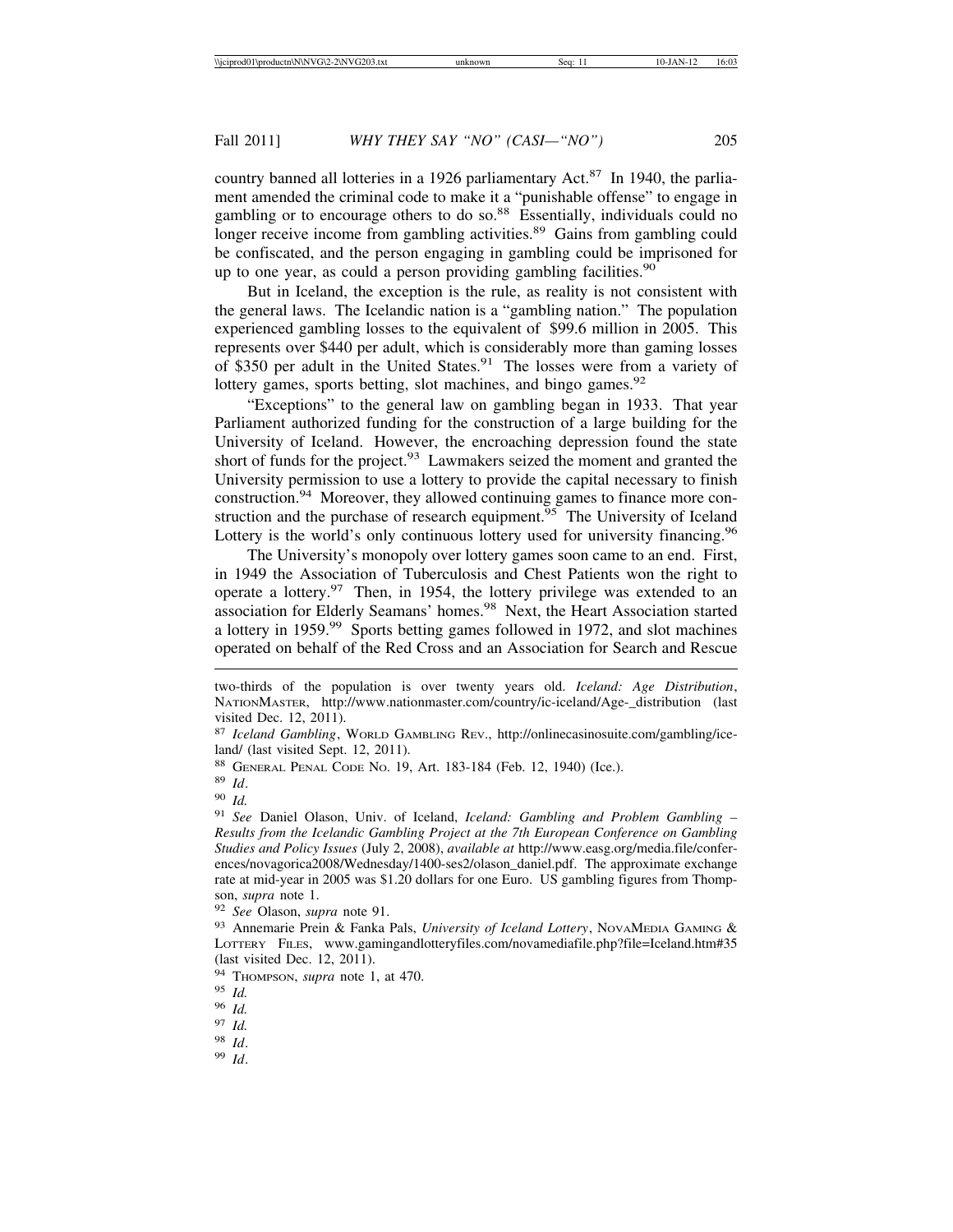country banned all lotteries in a 1926 parliamentary Act.[87] In 1940, the parliament amended the criminal code to make it a "punishable offense" to engage in gambling or to encourage others to do so.[88] Essentially, individuals could no longer receive income from gambling activities.[89] Gains from gambling could be confiscated, and the person engaging in gambling could be imprisoned for up to one year, as could a person providing gambling facilities.[90]

But in Iceland, the exception is the rule, as reality is not consistent with the general laws. The Icelandic nation is a "gambling nation." The population experienced gambling losses to the equivalent of $99.6 million in 2005. This represents over $440 per adult, which is considerably more than gaming losses of $350 per adult in the United States.[91] The losses were from a variety of lottery games, sports betting, slot machines, and bingo games.[92]

"Exceptions" to the general law on gambling began in 1933. That year Parliament authorized funding for the construction of a large building for the University of Iceland. However, the encroaching depression found the state short of funds for the project.[93] Lawmakers seized the moment and granted the University permission to use a lottery to provide the capital necessary to finish construction.[94] Moreover, they allowed continuing games to finance more construction and the purchase of research equipment.[95] The University of Iceland Lottery is the world's only continuous lottery used for university financing.[96]

The University's monopoly over lottery games soon came to an end. First, in 1949 the Association of Tuberculosis and Chest Patients won the right to operate a lottery.[97] Then, in 1954, the lottery privilege was extended to an association for Elderly Seamans' homes.[98] Next, the Heart Association started a lottery in 1959.[99] Sports betting games followed in 1972, and slot machines operated on behalf of the Red Cross and an Association for Search and Rescue

---

two-thirds of the population is over twenty years old. *Iceland: Age Distribution*, NATIONMASTER, http://www.nationmaster.com/country/ic-iceland/Age-_distribution (last visited Dec. 12, 2011).

[87] *Iceland Gambling*, WORLD GAMBLING REV., http://onlinecasinosuite.com/gambling/iceland/ (last visited Sept. 12, 2011).

[88] GENERAL PENAL CODE NO. 19, Art. 183-184 (Feb. 12, 1940) (Ice.).

[89] *Id*.

[90] *Id.*

[91] *See* Daniel Olason, Univ. of Iceland, *Iceland: Gambling and Problem Gambling – Results from the Icelandic Gambling Project at the 7th European Conference on Gambling Studies and Policy Issues* (July 2, 2008), *available at* http://www.easg.org/media.file/conferences/novagorica2008/Wednesday/1400-ses2/olason_daniel.pdf. The approximate exchange rate at mid-year in 2005 was $1.20 dollars for one Euro. US gambling figures from Thompson, *supra* note 1.

[92] *See* Olason, *supra* note 91.

[93] Annemarie Prein & Fanka Pals, *University of Iceland Lottery*, NOVAMEDIA GAMING & LOTTERY FILES, www.gamingandlotteryfiles.com/novamediafile.php?file=Iceland.htm#35 (last visited Dec. 12, 2011).

[94] THOMPSON, *supra* note 1, at 470.

[95] *Id.*

[96] *Id.*

[97] *Id.*

[98] *Id*.

[99] *Id*.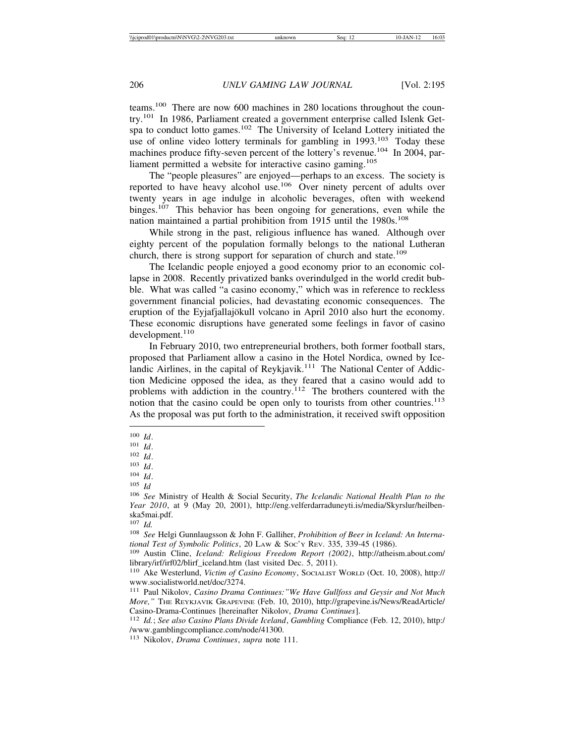teams.[100] There are now 600 machines in 280 locations throughout the country.[101] In 1986, Parliament created a government enterprise called Islenk Getspa to conduct lotto games.[102] The University of Iceland Lottery initiated the use of online video lottery terminals for gambling in 1993.[103] Today these machines produce fifty-seven percent of the lottery's revenue.[104] In 2004, parliament permitted a website for interactive casino gaming.[105]

The "people pleasures" are enjoyed—perhaps to an excess. The society is reported to have heavy alcohol use.[106] Over ninety percent of adults over twenty years in age indulge in alcoholic beverages, often with weekend binges.[107] This behavior has been ongoing for generations, even while the nation maintained a partial prohibition from 1915 until the 1980s.[108]

While strong in the past, religious influence has waned. Although over eighty percent of the population formally belongs to the national Lutheran church, there is strong support for separation of church and state.[109]

The Icelandic people enjoyed a good economy prior to an economic collapse in 2008. Recently privatized banks overindulged in the world credit bubble. What was called "a casino economy," which was in reference to reckless government financial policies, had devastating economic consequences. The eruption of the Eyjafjallajökull volcano in April 2010 also hurt the economy. These economic disruptions have generated some feelings in favor of casino development.[110]

In February 2010, two entrepreneurial brothers, both former football stars, proposed that Parliament allow a casino in the Hotel Nordica, owned by Icelandic Airlines, in the capital of Reykjavik.[111] The National Center of Addiction Medicine opposed the idea, as they feared that a casino would add to problems with addiction in the country.[112] The brothers countered with the notion that the casino could be open only to tourists from other countries.[113] As the proposal was put forth to the administration, it received swift opposition

---

[100] *Id*.

[101] *Id*.

[102] *Id*.

[103] *Id*.

[104] *Id*.

[105] *Id*

[106] *See* Ministry of Health & Social Security, *The Icelandic National Health Plan to the Year 2010*, at 9 (May 20, 2001), http://eng.velferdarraduneyti.is/media/Skyrslur/heilbenska5mai.pdf.

[107] *Id.*

[108] *See* Helgi Gunnlaugsson & John F. Galliher, *Prohibition of Beer in Iceland: An International Test of Symbolic Politics*, 20 Law & Soc'y Rev. 335, 339-45 (1986).

[109] Austin Cline, *Iceland: Religious Freedom Report (2002)*, http://atheism.about.com/library/irf/irf02/blirf_iceland.htm (last visited Dec. 5, 2011).

[110] Ake Westerlund, *Victim of Casino Economy*, Socialist World (Oct. 10, 2008), http://www.socialistworld.net/doc/3274.

[111] Paul Nikolov, *Casino Drama Continues:"We Have Gullfoss and Geysir and Not Much More,"* The Reykjavik Grapevine (Feb. 10, 2010), http://grapevine.is/News/ReadArticle/Casino-Drama-Continues [hereinafter Nikolov, *Drama Continues*].

[112] *Id.*; *See also Casino Plans Divide Iceland*, *Gambling* Compliance (Feb. 12, 2010), http://www.gamblingcompliance.com/node/41300.

[113] Nikolov, *Drama Continues*, *supra* note 111.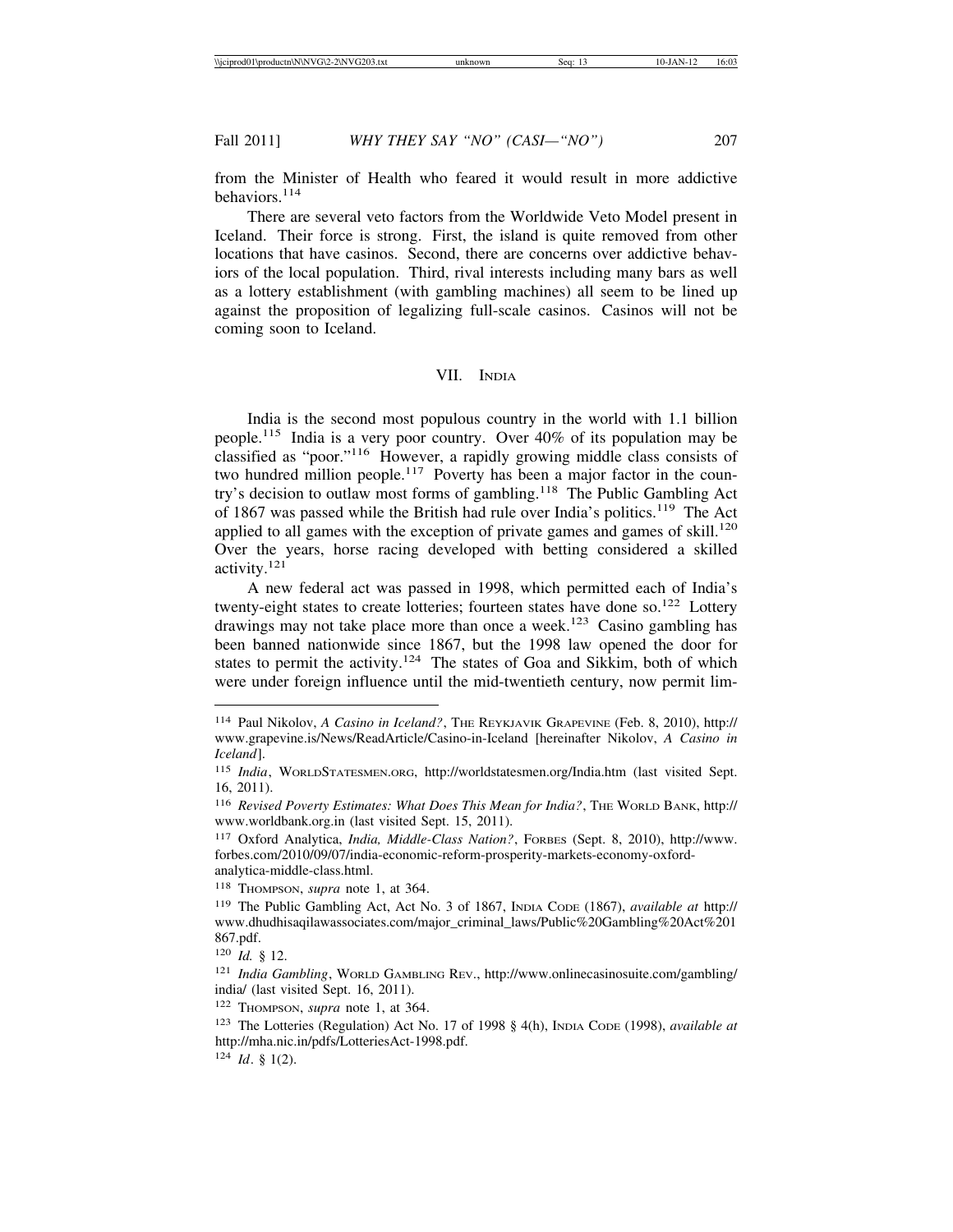from the Minister of Health who feared it would result in more addictive behaviors.[114]

There are several veto factors from the Worldwide Veto Model present in Iceland. Their force is strong. First, the island is quite removed from other locations that have casinos. Second, there are concerns over addictive behaviors of the local population. Third, rival interests including many bars as well as a lottery establishment (with gambling machines) all seem to be lined up against the proposition of legalizing full-scale casinos. Casinos will not be coming soon to Iceland.

## VII. India

India is the second most populous country in the world with 1.1 billion people.[115] India is a very poor country. Over 40% of its population may be classified as "poor."[116] However, a rapidly growing middle class consists of two hundred million people.[117] Poverty has been a major factor in the country's decision to outlaw most forms of gambling.[118] The Public Gambling Act of 1867 was passed while the British had rule over India's politics.[119] The Act applied to all games with the exception of private games and games of skill.[120] Over the years, horse racing developed with betting considered a skilled activity.[121]

A new federal act was passed in 1998, which permitted each of India's twenty-eight states to create lotteries; fourteen states have done so.[122] Lottery drawings may not take place more than once a week.[123] Casino gambling has been banned nationwide since 1867, but the 1998 law opened the door for states to permit the activity.[124] The states of Goa and Sikkim, both of which were under foreign influence until the mid-twentieth century, now permit lim-

---

[114] Paul Nikolov, *A Casino in Iceland?*, The Reykjavik Grapevine (Feb. 8, 2010), http://www.grapevine.is/News/ReadArticle/Casino-in-Iceland [hereinafter Nikolov, *A Casino in Iceland*].

[115] *India*, WorldStatesmen.org, http://worldstatesmen.org/India.htm (last visited Sept. 16, 2011).

[116] *Revised Poverty Estimates: What Does This Mean for India?*, The World Bank, http://www.worldbank.org.in (last visited Sept. 15, 2011).

[117] Oxford Analytica, *India, Middle-Class Nation?*, Forbes (Sept. 8, 2010), http://www.forbes.com/2010/09/07/india-economic-reform-prosperity-markets-economy-oxford-analytica-middle-class.html.

[118] Thompson, *supra* note 1, at 364.

[119] The Public Gambling Act, Act No. 3 of 1867, India Code (1867), *available at* http://www.dhudhisaqilawassociates.com/major_criminal_laws/Public%20Gambling%20Act%201867.pdf.

[120] *Id.* § 12.

[121] *India Gambling*, World Gambling Rev., http://www.onlinecasinosuite.com/gambling/india/ (last visited Sept. 16, 2011).

[122] Thompson, *supra* note 1, at 364.

[123] The Lotteries (Regulation) Act No. 17 of 1998 § 4(h), India Code (1998), *available at* http://mha.nic.in/pdfs/LotteriesAct-1998.pdf.

[124] *Id*. § 1(2).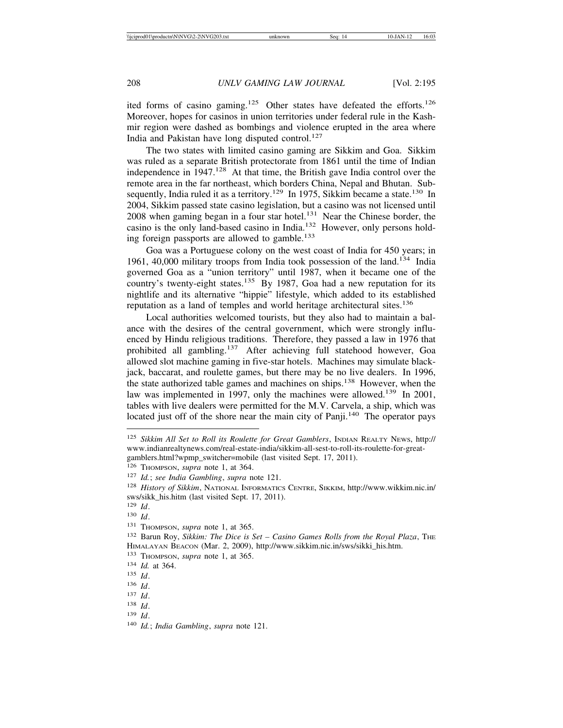ited forms of casino gaming.[125] Other states have defeated the efforts.[126] Moreover, hopes for casinos in union territories under federal rule in the Kashmir region were dashed as bombings and violence erupted in the area where India and Pakistan have long disputed control.[127]

The two states with limited casino gaming are Sikkim and Goa. Sikkim was ruled as a separate British protectorate from 1861 until the time of Indian independence in 1947.[128] At that time, the British gave India control over the remote area in the far northeast, which borders China, Nepal and Bhutan. Subsequently, India ruled it as a territory.[129] In 1975, Sikkim became a state.[130] In 2004, Sikkim passed state casino legislation, but a casino was not licensed until 2008 when gaming began in a four star hotel.[131] Near the Chinese border, the casino is the only land-based casino in India.[132] However, only persons holding foreign passports are allowed to gamble.[133]

Goa was a Portuguese colony on the west coast of India for 450 years; in 1961, 40,000 military troops from India took possession of the land.[134] India governed Goa as a "union territory" until 1987, when it became one of the country's twenty-eight states.[135] By 1987, Goa had a new reputation for its nightlife and its alternative "hippie" lifestyle, which added to its established reputation as a land of temples and world heritage architectural sites.[136]

Local authorities welcomed tourists, but they also had to maintain a balance with the desires of the central government, which were strongly influenced by Hindu religious traditions. Therefore, they passed a law in 1976 that prohibited all gambling.[137] After achieving full statehood however, Goa allowed slot machine gaming in five-star hotels. Machines may simulate blackjack, baccarat, and roulette games, but there may be no live dealers. In 1996, the state authorized table games and machines on ships.[138] However, when the law was implemented in 1997, only the machines were allowed.[139] In 2001, tables with live dealers were permitted for the M.V. Carvela, a ship, which was located just off of the shore near the main city of Panji.[140] The operator pays

---

[125] *Sikkim All Set to Roll its Roulette for Great Gamblers*, INDIAN REALTY NEWS, http://www.indianrealtynews.com/real-estate-india/sikkim-all-sest-to-roll-its-roulette-for-great-gamblers.html?wpmp_switcher=mobile (last visited Sept. 17, 2011).

[126] THOMPSON, *supra* note 1, at 364.

[127] *Id.*; *see India Gambling*, *supra* note 121.

[128] *History of Sikkim*, NATIONAL INFORMATICS CENTRE, SIKKIM, http://www.wikkim.nic.in/sws/sikk_his.hitm (last visited Sept. 17, 2011).

[129] *Id*.

[130] *Id*.

[131] THOMPSON, *supra* note 1, at 365.

[132] Barun Roy, *Sikkim: The Dice is Set – Casino Games Rolls from the Royal Plaza*, THE HIMALAYAN BEACON (Mar. 2, 2009), http://www.sikkim.nic.in/sws/sikki_his.htm.

[133] THOMPSON, *supra* note 1, at 365.

[134] *Id.* at 364.

[135] *Id*.

[136] *Id*.

[137] *Id*.

[138] *Id*.

[139] *Id*.

[140] *Id.*; *India Gambling*, *supra* note 121.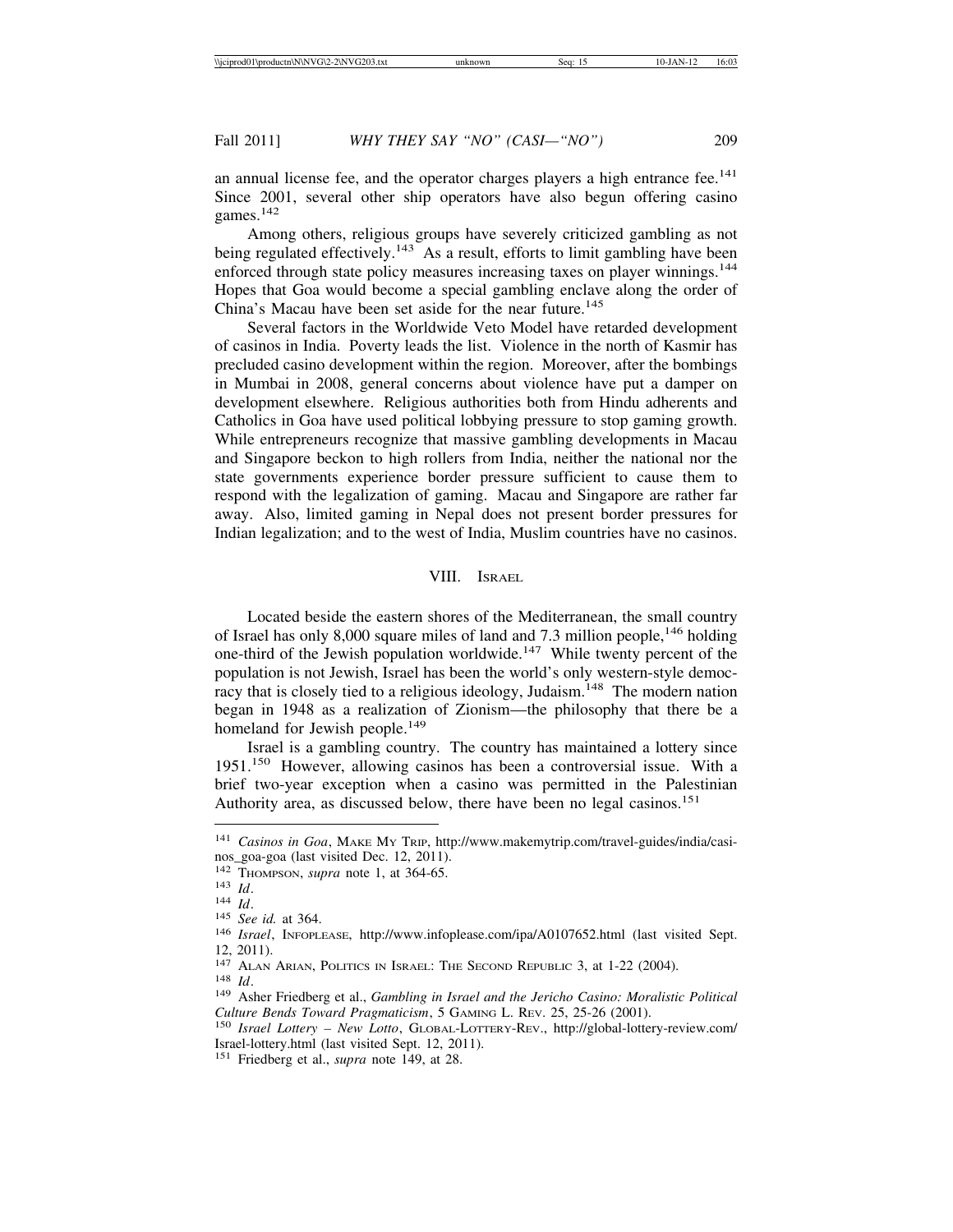an annual license fee, and the operator charges players a high entrance fee.[141] Since 2001, several other ship operators have also begun offering casino games.[142]

Among others, religious groups have severely criticized gambling as not being regulated effectively.[143] As a result, efforts to limit gambling have been enforced through state policy measures increasing taxes on player winnings.[144] Hopes that Goa would become a special gambling enclave along the order of China's Macau have been set aside for the near future.[145]

Several factors in the Worldwide Veto Model have retarded development of casinos in India. Poverty leads the list. Violence in the north of Kasmir has precluded casino development within the region. Moreover, after the bombings in Mumbai in 2008, general concerns about violence have put a damper on development elsewhere. Religious authorities both from Hindu adherents and Catholics in Goa have used political lobbying pressure to stop gaming growth. While entrepreneurs recognize that massive gambling developments in Macau and Singapore beckon to high rollers from India, neither the national nor the state governments experience border pressure sufficient to cause them to respond with the legalization of gaming. Macau and Singapore are rather far away. Also, limited gaming in Nepal does not present border pressures for Indian legalization; and to the west of India, Muslim countries have no casinos.

## VIII. Israel

Located beside the eastern shores of the Mediterranean, the small country of Israel has only 8,000 square miles of land and 7.3 million people,[146] holding one-third of the Jewish population worldwide.[147] While twenty percent of the population is not Jewish, Israel has been the world's only western-style democracy that is closely tied to a religious ideology, Judaism.[148] The modern nation began in 1948 as a realization of Zionism—the philosophy that there be a homeland for Jewish people.[149]

Israel is a gambling country. The country has maintained a lottery since 1951.[150] However, allowing casinos has been a controversial issue. With a brief two-year exception when a casino was permitted in the Palestinian Authority area, as discussed below, there have been no legal casinos.[151]

---

[141] *Casinos in Goa*, Make My Trip, http://www.makemytrip.com/travel-guides/india/casinos_goa-goa (last visited Dec. 12, 2011).

[142] Thompson, *supra* note 1, at 364-65.

[143] *Id*.

[144] *Id*.

[145] *See id.* at 364.

[146] *Israel*, Infoplease, http://www.infoplease.com/ipa/A0107652.html (last visited Sept. 12, 2011).

[147] Alan Arian, Politics in Israel: The Second Republic 3, at 1-22 (2004).

[148] *Id*.

[149] Asher Friedberg et al., *Gambling in Israel and the Jericho Casino: Moralistic Political Culture Bends Toward Pragmaticism*, 5 Gaming L. Rev. 25, 25-26 (2001).

[150] *Israel Lottery – New Lotto*, Global-Lottery-Rev., http://global-lottery-review.com/Israel-lottery.html (last visited Sept. 12, 2011).

[151] Friedberg et al., *supra* note 149, at 28.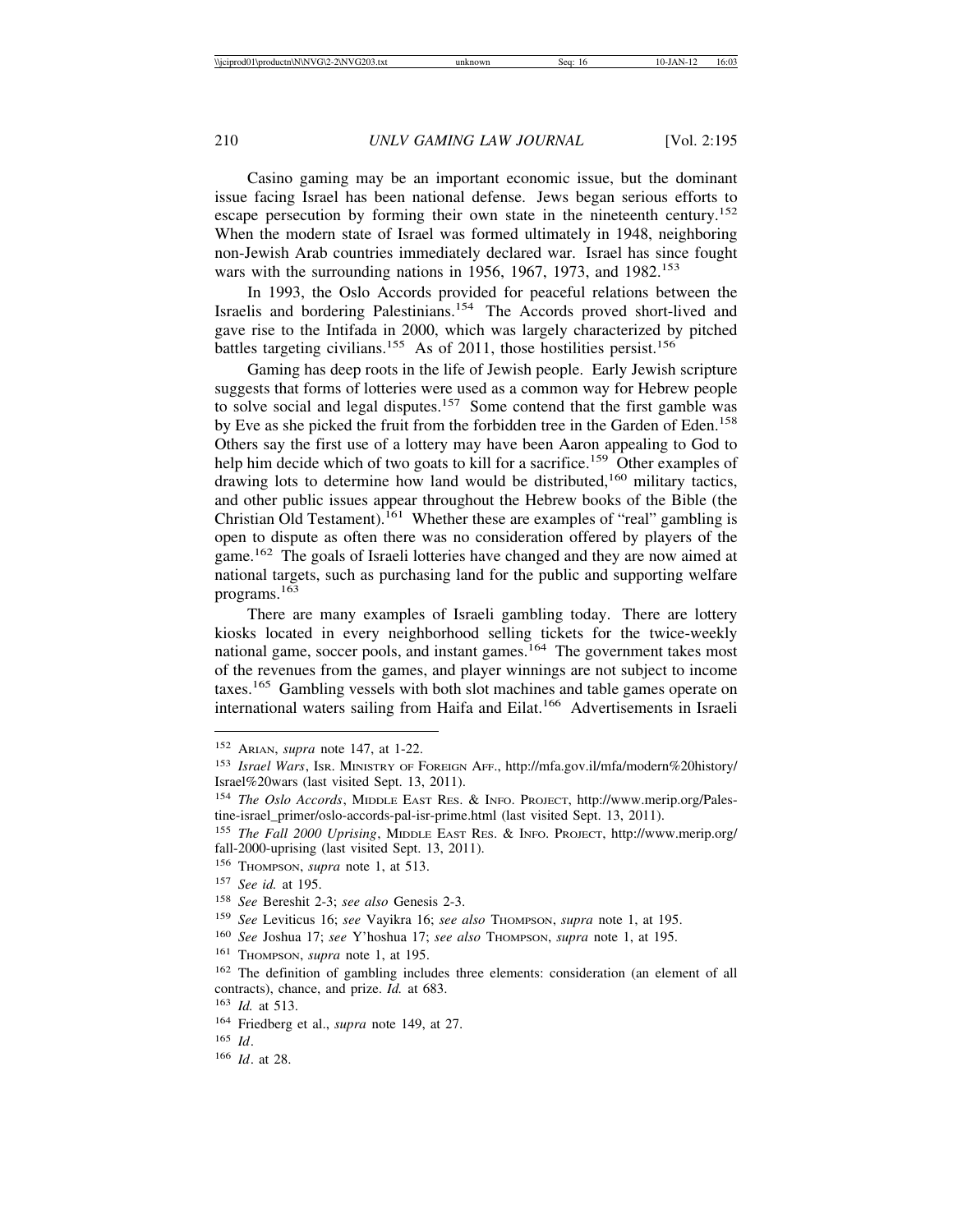Casino gaming may be an important economic issue, but the dominant issue facing Israel has been national defense. Jews began serious efforts to escape persecution by forming their own state in the nineteenth century.[152] When the modern state of Israel was formed ultimately in 1948, neighboring non-Jewish Arab countries immediately declared war. Israel has since fought wars with the surrounding nations in 1956, 1967, 1973, and 1982.[153]

In 1993, the Oslo Accords provided for peaceful relations between the Israelis and bordering Palestinians.[154] The Accords proved short-lived and gave rise to the Intifada in 2000, which was largely characterized by pitched battles targeting civilians.[155] As of 2011, those hostilities persist.[156]

Gaming has deep roots in the life of Jewish people. Early Jewish scripture suggests that forms of lotteries were used as a common way for Hebrew people to solve social and legal disputes.[157] Some contend that the first gamble was by Eve as she picked the fruit from the forbidden tree in the Garden of Eden.[158] Others say the first use of a lottery may have been Aaron appealing to God to help him decide which of two goats to kill for a sacrifice.[159] Other examples of drawing lots to determine how land would be distributed,[160] military tactics, and other public issues appear throughout the Hebrew books of the Bible (the Christian Old Testament).[161] Whether these are examples of "real" gambling is open to dispute as often there was no consideration offered by players of the game.[162] The goals of Israeli lotteries have changed and they are now aimed at national targets, such as purchasing land for the public and supporting welfare programs.[163]

There are many examples of Israeli gambling today. There are lottery kiosks located in every neighborhood selling tickets for the twice-weekly national game, soccer pools, and instant games.[164] The government takes most of the revenues from the games, and player winnings are not subject to income taxes.[165] Gambling vessels with both slot machines and table games operate on international waters sailing from Haifa and Eilat.[166] Advertisements in Israeli

---

[152] Arian, *supra* note 147, at 1-22.

[153] *Israel Wars*, Isr. Ministry of Foreign Aff., http://mfa.gov.il/mfa/modern%20history/Israel%20wars (last visited Sept. 13, 2011).

[154] *The Oslo Accords*, Middle East Res. & Info. Project, http://www.merip.org/Palestine-israel_primer/oslo-accords-pal-isr-prime.html (last visited Sept. 13, 2011).

[155] *The Fall 2000 Uprising*, Middle East Res. & Info. Project, http://www.merip.org/fall-2000-uprising (last visited Sept. 13, 2011).

[156] Thompson, *supra* note 1, at 513.

[157] *See id.* at 195.

[158] *See* Bereshit 2-3; *see also* Genesis 2-3.

[159] *See* Leviticus 16; *see* Vayikra 16; *see also* Thompson, *supra* note 1, at 195.

[160] *See* Joshua 17; *see* Y'hoshua 17; *see also* Thompson, *supra* note 1, at 195.

[161] Thompson, *supra* note 1, at 195.

[162] The definition of gambling includes three elements: consideration (an element of all contracts), chance, and prize. *Id.* at 683.

[163] *Id.* at 513.

[164] Friedberg et al., *supra* note 149, at 27.

[165] *Id*.

[166] *Id*. at 28.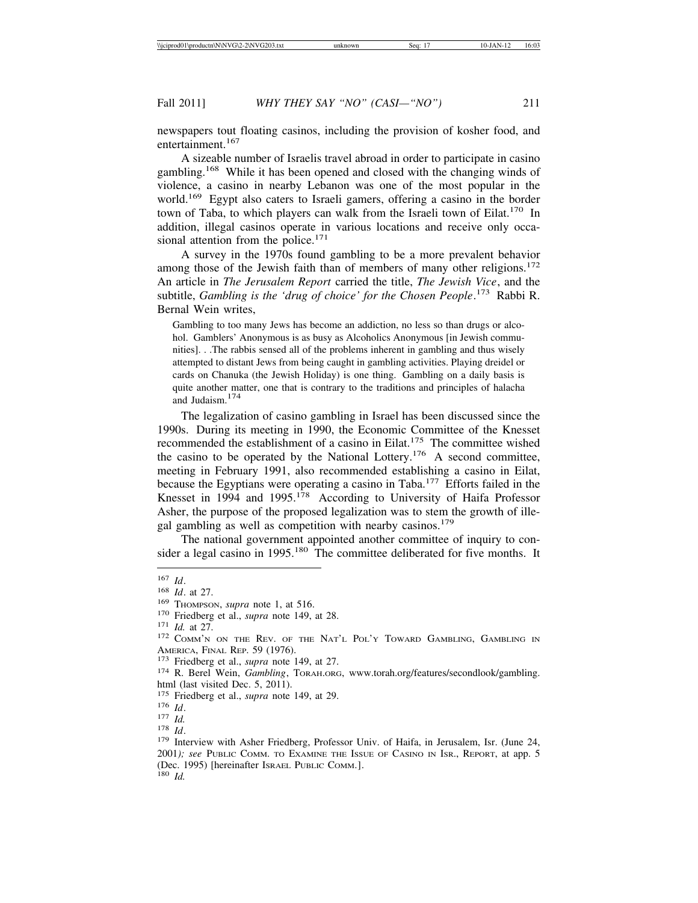newspapers tout floating casinos, including the provision of kosher food, and entertainment.[167]

A sizeable number of Israelis travel abroad in order to participate in casino gambling.[168] While it has been opened and closed with the changing winds of violence, a casino in nearby Lebanon was one of the most popular in the world.[169] Egypt also caters to Israeli gamers, offering a casino in the border town of Taba, to which players can walk from the Israeli town of Eilat.[170] In addition, illegal casinos operate in various locations and receive only occasional attention from the police.[171]

A survey in the 1970s found gambling to be a more prevalent behavior among those of the Jewish faith than of members of many other religions.[172] An article in *The Jerusalem Report* carried the title, *The Jewish Vice*, and the subtitle, *Gambling is the 'drug of choice' for the Chosen People*.[173] Rabbi R. Bernal Wein writes,

> Gambling to too many Jews has become an addiction, no less so than drugs or alcohol. Gamblers' Anonymous is as busy as Alcoholics Anonymous [in Jewish communities]. . .The rabbis sensed all of the problems inherent in gambling and thus wisely attempted to distant Jews from being caught in gambling activities. Playing dreidel or cards on Chanuka (the Jewish Holiday) is one thing. Gambling on a daily basis is quite another matter, one that is contrary to the traditions and principles of halacha and Judaism.[174]

The legalization of casino gambling in Israel has been discussed since the 1990s. During its meeting in 1990, the Economic Committee of the Knesset recommended the establishment of a casino in Eilat.[175] The committee wished the casino to be operated by the National Lottery.[176] A second committee, meeting in February 1991, also recommended establishing a casino in Eilat, because the Egyptians were operating a casino in Taba.[177] Efforts failed in the Knesset in 1994 and 1995.[178] According to University of Haifa Professor Asher, the purpose of the proposed legalization was to stem the growth of illegal gambling as well as competition with nearby casinos.[179]

The national government appointed another committee of inquiry to consider a legal casino in 1995.[180] The committee deliberated for five months. It

---

[167] *Id*.

[168] *Id*. at 27.

[169] THOMPSON, *supra* note 1, at 516.

[170] Friedberg et al., *supra* note 149, at 28.

[171] *Id.* at 27.

[172] COMM'N ON THE REV. OF THE NAT'L POL'Y TOWARD GAMBLING, GAMBLING IN AMERICA, FINAL REP. 59 (1976).

[173] Friedberg et al., *supra* note 149, at 27.

[174] R. Berel Wein, *Gambling*, TORAH.ORG, www.torah.org/features/secondlook/gambling.html (last visited Dec. 5, 2011).

[175] Friedberg et al., *supra* note 149, at 29.

[176] *Id*.

[177] *Id.*

[178] *Id*.

[179] Interview with Asher Friedberg, Professor Univ. of Haifa, in Jerusalem, Isr. (June 24, 2001)*; see* PUBLIC COMM. TO EXAMINE THE ISSUE OF CASINO IN ISR., REPORT, at app. 5 (Dec. 1995) [hereinafter ISRAEL PUBLIC COMM.].

[180] *Id.*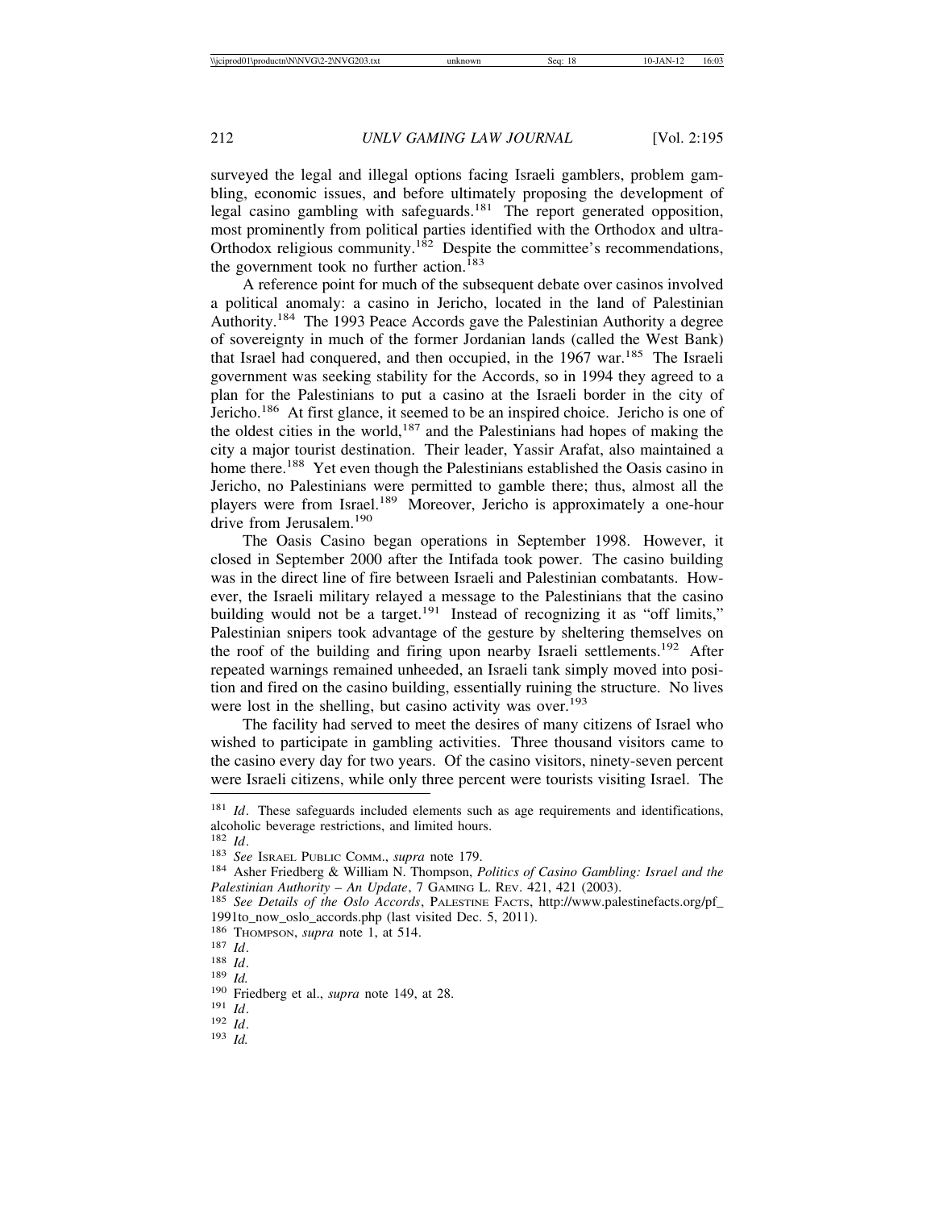surveyed the legal and illegal options facing Israeli gamblers, problem gambling, economic issues, and before ultimately proposing the development of legal casino gambling with safeguards.[181] The report generated opposition, most prominently from political parties identified with the Orthodox and ultra-Orthodox religious community.[182] Despite the committee's recommendations, the government took no further action.[183]

A reference point for much of the subsequent debate over casinos involved a political anomaly: a casino in Jericho, located in the land of Palestinian Authority.[184] The 1993 Peace Accords gave the Palestinian Authority a degree of sovereignty in much of the former Jordanian lands (called the West Bank) that Israel had conquered, and then occupied, in the 1967 war.[185] The Israeli government was seeking stability for the Accords, so in 1994 they agreed to a plan for the Palestinians to put a casino at the Israeli border in the city of Jericho.[186] At first glance, it seemed to be an inspired choice. Jericho is one of the oldest cities in the world,[187] and the Palestinians had hopes of making the city a major tourist destination. Their leader, Yassir Arafat, also maintained a home there.[188] Yet even though the Palestinians established the Oasis casino in Jericho, no Palestinians were permitted to gamble there; thus, almost all the players were from Israel.[189] Moreover, Jericho is approximately a one-hour drive from Jerusalem.[190]

The Oasis Casino began operations in September 1998. However, it closed in September 2000 after the Intifada took power. The casino building was in the direct line of fire between Israeli and Palestinian combatants. However, the Israeli military relayed a message to the Palestinians that the casino building would not be a target.[191] Instead of recognizing it as "off limits," Palestinian snipers took advantage of the gesture by sheltering themselves on the roof of the building and firing upon nearby Israeli settlements.[192] After repeated warnings remained unheeded, an Israeli tank simply moved into position and fired on the casino building, essentially ruining the structure. No lives were lost in the shelling, but casino activity was over.[193]

The facility had served to meet the desires of many citizens of Israel who wished to participate in gambling activities. Three thousand visitors came to the casino every day for two years. Of the casino visitors, ninety-seven percent were Israeli citizens, while only three percent were tourists visiting Israel. The

---

[181] *Id*. These safeguards included elements such as age requirements and identifications, alcoholic beverage restrictions, and limited hours.

[182] *Id*.

[183] *See* ISRAEL PUBLIC COMM., *supra* note 179.

[184] Asher Friedberg & William N. Thompson, *Politics of Casino Gambling: Israel and the Palestinian Authority – An Update*, 7 GAMING L. REV. 421, 421 (2003).

[185] *See Details of the Oslo Accords*, PALESTINE FACTS, http://www.palestinefacts.org/pf_1991to_now_oslo_accords.php (last visited Dec. 5, 2011).

[186] THOMPSON, *supra* note 1, at 514.

[187] *Id*.

[188] *Id*.

[189] *Id.*

[190] Friedberg et al., *supra* note 149, at 28.

[191] *Id*.

[192] *Id*.

[193] *Id.*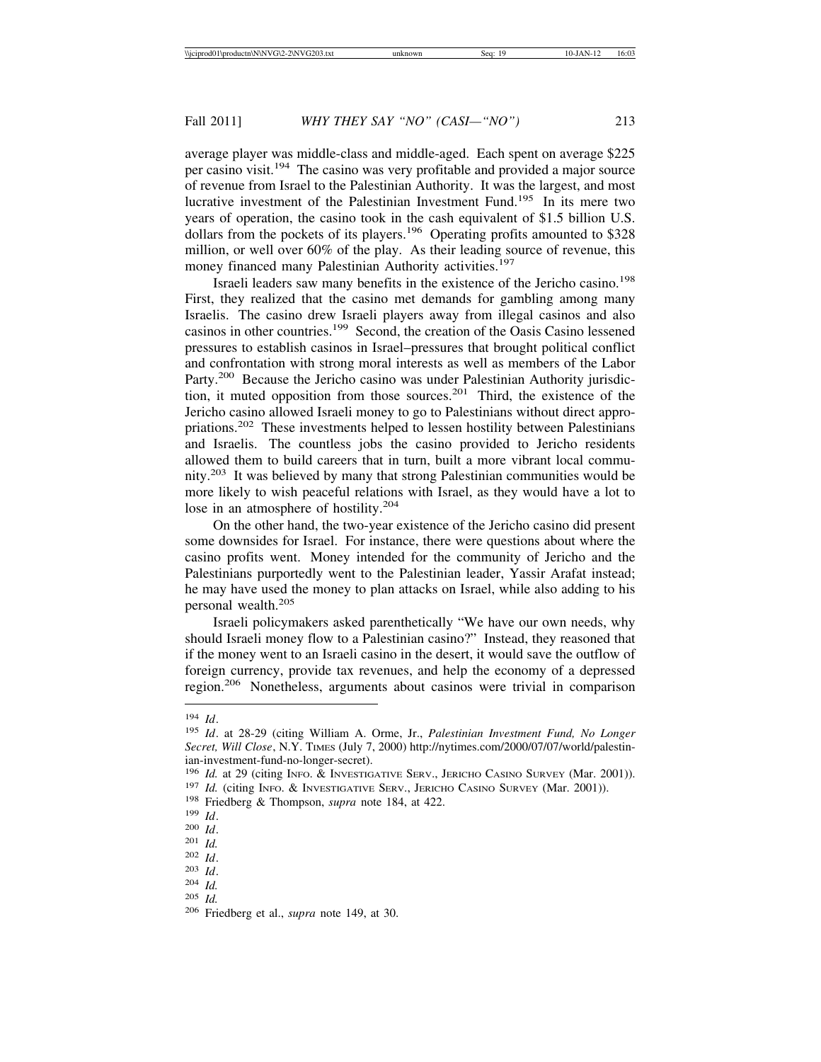average player was middle-class and middle-aged. Each spent on average $225 per casino visit.[194] The casino was very profitable and provided a major source of revenue from Israel to the Palestinian Authority. It was the largest, and most lucrative investment of the Palestinian Investment Fund.[195] In its mere two years of operation, the casino took in the cash equivalent of $1.5 billion U.S. dollars from the pockets of its players.[196] Operating profits amounted to $328 million, or well over 60% of the play. As their leading source of revenue, this money financed many Palestinian Authority activities.[197]

Israeli leaders saw many benefits in the existence of the Jericho casino.[198] First, they realized that the casino met demands for gambling among many Israelis. The casino drew Israeli players away from illegal casinos and also casinos in other countries.[199] Second, the creation of the Oasis Casino lessened pressures to establish casinos in Israel–pressures that brought political conflict and confrontation with strong moral interests as well as members of the Labor Party.[200] Because the Jericho casino was under Palestinian Authority jurisdiction, it muted opposition from those sources.[201] Third, the existence of the Jericho casino allowed Israeli money to go to Palestinians without direct appropriations.[202] These investments helped to lessen hostility between Palestinians and Israelis. The countless jobs the casino provided to Jericho residents allowed them to build careers that in turn, built a more vibrant local community.[203] It was believed by many that strong Palestinian communities would be more likely to wish peaceful relations with Israel, as they would have a lot to lose in an atmosphere of hostility.[204]

On the other hand, the two-year existence of the Jericho casino did present some downsides for Israel. For instance, there were questions about where the casino profits went. Money intended for the community of Jericho and the Palestinians purportedly went to the Palestinian leader, Yassir Arafat instead; he may have used the money to plan attacks on Israel, while also adding to his personal wealth.[205]

Israeli policymakers asked parenthetically "We have our own needs, why should Israeli money flow to a Palestinian casino?" Instead, they reasoned that if the money went to an Israeli casino in the desert, it would save the outflow of foreign currency, provide tax revenues, and help the economy of a depressed region.[206] Nonetheless, arguments about casinos were trivial in comparison

---

[194] *Id*.

[195] *Id*. at 28-29 (citing William A. Orme, Jr., *Palestinian Investment Fund, No Longer Secret, Will Close*, N.Y. TIMES (July 7, 2000) http://nytimes.com/2000/07/07/world/palestinian-investment-fund-no-longer-secret).

[196] *Id.* at 29 (citing INFO. & INVESTIGATIVE SERV., JERICHO CASINO SURVEY (Mar. 2001)).

[197] *Id.* (citing INFO. & INVESTIGATIVE SERV., JERICHO CASINO SURVEY (Mar. 2001)).

[198] Friedberg & Thompson, *supra* note 184, at 422.

[199] *Id*.

[200] *Id*.

[201] *Id.*

[202] *Id*.

[203] *Id*.

[204] *Id.*

[205] *Id.*

[206] Friedberg et al., *supra* note 149, at 30.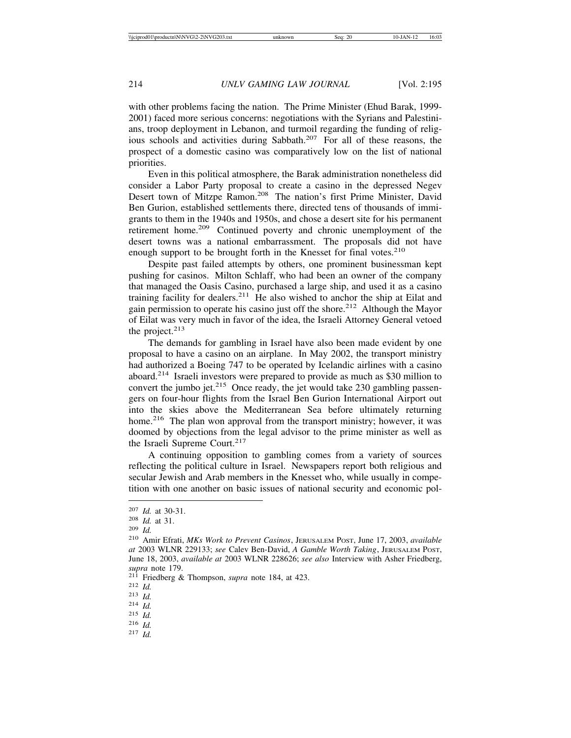with other problems facing the nation. The Prime Minister (Ehud Barak, 1999-2001) faced more serious concerns: negotiations with the Syrians and Palestinians, troop deployment in Lebanon, and turmoil regarding the funding of religious schools and activities during Sabbath.[207] For all of these reasons, the prospect of a domestic casino was comparatively low on the list of national priorities.

Even in this political atmosphere, the Barak administration nonetheless did consider a Labor Party proposal to create a casino in the depressed Negev Desert town of Mitzpe Ramon.[208] The nation's first Prime Minister, David Ben Gurion, established settlements there, directed tens of thousands of immigrants to them in the 1940s and 1950s, and chose a desert site for his permanent retirement home.[209] Continued poverty and chronic unemployment of the desert towns was a national embarrassment. The proposals did not have enough support to be brought forth in the Knesset for final votes.[210]

Despite past failed attempts by others, one prominent businessman kept pushing for casinos. Milton Schlaff, who had been an owner of the company that managed the Oasis Casino, purchased a large ship, and used it as a casino training facility for dealers.[211] He also wished to anchor the ship at Eilat and gain permission to operate his casino just off the shore.[212] Although the Mayor of Eilat was very much in favor of the idea, the Israeli Attorney General vetoed the project.[213]

The demands for gambling in Israel have also been made evident by one proposal to have a casino on an airplane. In May 2002, the transport ministry had authorized a Boeing 747 to be operated by Icelandic airlines with a casino aboard.[214] Israeli investors were prepared to provide as much as $30 million to convert the jumbo jet.[215] Once ready, the jet would take 230 gambling passengers on four-hour flights from the Israel Ben Gurion International Airport out into the skies above the Mediterranean Sea before ultimately returning home.[216] The plan won approval from the transport ministry; however, it was doomed by objections from the legal advisor to the prime minister as well as the Israeli Supreme Court.[217]

A continuing opposition to gambling comes from a variety of sources reflecting the political culture in Israel. Newspapers report both religious and secular Jewish and Arab members in the Knesset who, while usually in competition with one another on basic issues of national security and economic pol-

---

207 *Id.* at 30-31.
208 *Id.* at 31.
209 *Id.*
210 Amir Efrati, *MKs Work to Prevent Casinos*, JERUSALEM POST, June 17, 2003, *available at* 2003 WLNR 229133; *see* Calev Ben-David, *A Gamble Worth Taking*, JERUSALEM POST, June 18, 2003, *available at* 2003 WLNR 228626; *see also* Interview with Asher Friedberg, *supra* note 179.
211 Friedberg & Thompson, *supra* note 184, at 423.
212 *Id.*
213 *Id.*
214 *Id.*
215 *Id.*
216 *Id.*
217 *Id.*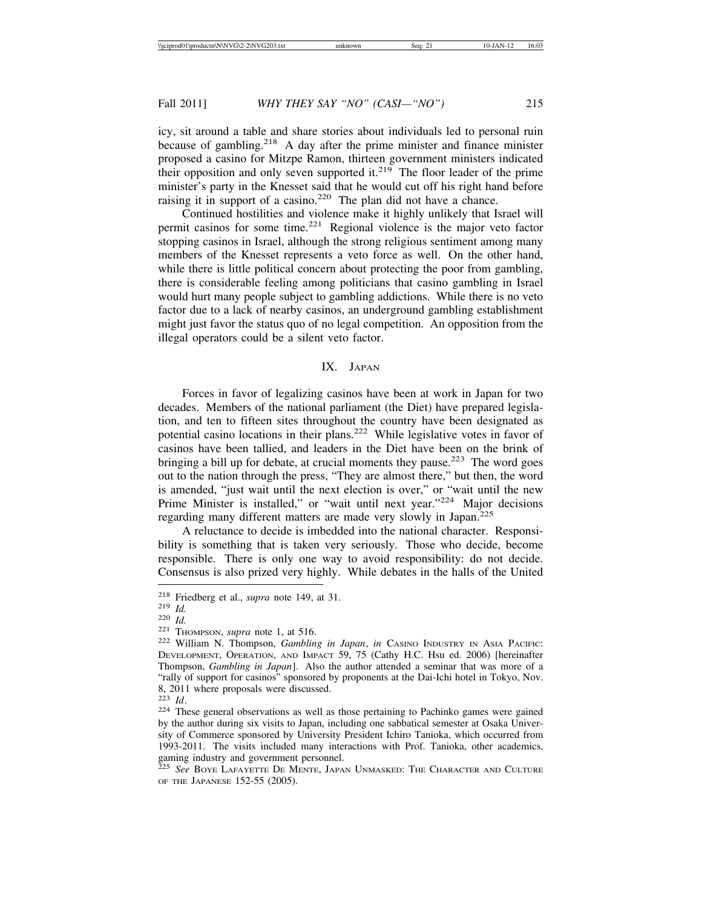icy, sit around a table and share stories about individuals led to personal ruin because of gambling.[218] A day after the prime minister and finance minister proposed a casino for Mitzpe Ramon, thirteen government ministers indicated their opposition and only seven supported it.[219] The floor leader of the prime minister's party in the Knesset said that he would cut off his right hand before raising it in support of a casino.[220] The plan did not have a chance.

Continued hostilities and violence make it highly unlikely that Israel will permit casinos for some time.[221] Regional violence is the major veto factor stopping casinos in Israel, although the strong religious sentiment among many members of the Knesset represents a veto force as well. On the other hand, while there is little political concern about protecting the poor from gambling, there is considerable feeling among politicians that casino gambling in Israel would hurt many people subject to gambling addictions. While there is no veto factor due to a lack of nearby casinos, an underground gambling establishment might just favor the status quo of no legal competition. An opposition from the illegal operators could be a silent veto factor.

## IX. Japan

Forces in favor of legalizing casinos have been at work in Japan for two decades. Members of the national parliament (the Diet) have prepared legislation, and ten to fifteen sites throughout the country have been designated as potential casino locations in their plans.[222] While legislative votes in favor of casinos have been tallied, and leaders in the Diet have been on the brink of bringing a bill up for debate, at crucial moments they pause.[223] The word goes out to the nation through the press, "They are almost there," but then, the word is amended, "just wait until the next election is over," or "wait until the new Prime Minister is installed," or "wait until next year."[224] Major decisions regarding many different matters are made very slowly in Japan.[225]

A reluctance to decide is imbedded into the national character. Responsibility is something that is taken very seriously. Those who decide, become responsible. There is only one way to avoid responsibility: do not decide. Consensus is also prized very highly. While debates in the halls of the United

---

[218] Friedberg et al., *supra* note 149, at 31.

[219] *Id.*

[220] *Id.*

[221] Thompson, *supra* note 1, at 516.

[222] William N. Thompson, *Gambling in Japan*, *in* Casino Industry in Asia Pacific: Development, Operation, and Impact 59, 75 (Cathy H.C. Hsu ed. 2006) [hereinafter Thompson, *Gambling in Japan*]. Also the author attended a seminar that was more of a "rally of support for casinos" sponsored by proponents at the Dai-Ichi hotel in Tokyo, Nov. 8, 2011 where proposals were discussed.

[223] *Id*.

[224] These general observations as well as those pertaining to Pachinko games were gained by the author during six visits to Japan, including one sabbatical semester at Osaka University of Commerce sponsored by University President Ichiro Tanioka, which occurred from 1993-2011. The visits included many interactions with Prof. Tanioka, other academics, gaming industry and government personnel.

[225] *See* Boye Lafayette De Mente, Japan Unmasked: The Character and Culture of the Japanese 152-55 (2005).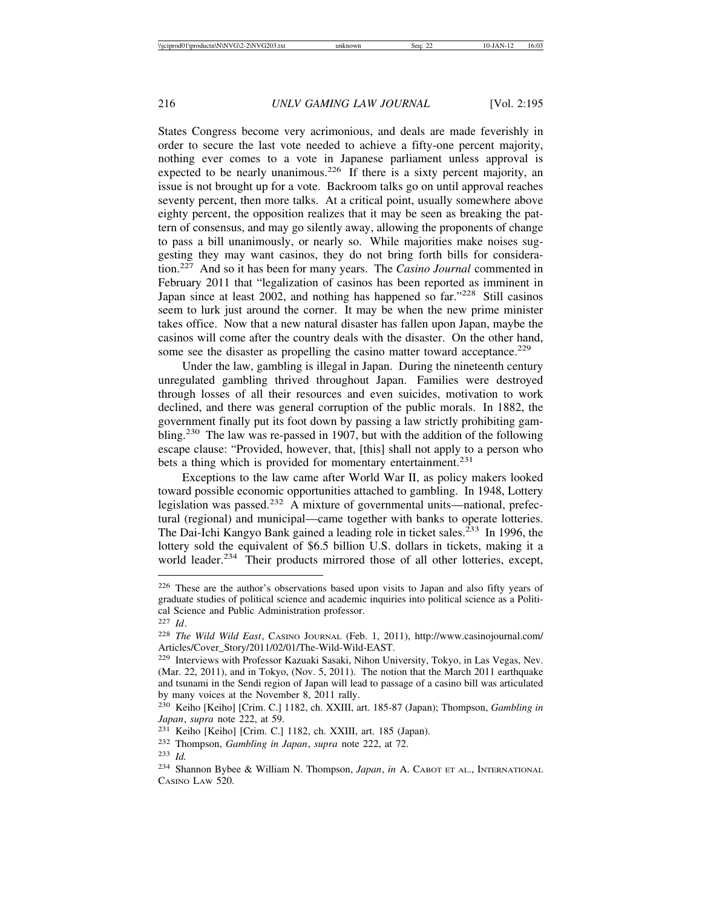States Congress become very acrimonious, and deals are made feverishly in order to secure the last vote needed to achieve a fifty-one percent majority, nothing ever comes to a vote in Japanese parliament unless approval is expected to be nearly unanimous.[226] If there is a sixty percent majority, an issue is not brought up for a vote. Backroom talks go on until approval reaches seventy percent, then more talks. At a critical point, usually somewhere above eighty percent, the opposition realizes that it may be seen as breaking the pattern of consensus, and may go silently away, allowing the proponents of change to pass a bill unanimously, or nearly so. While majorities make noises suggesting they may want casinos, they do not bring forth bills for consideration.[227] And so it has been for many years. The *Casino Journal* commented in February 2011 that "legalization of casinos has been reported as imminent in Japan since at least 2002, and nothing has happened so far."[228] Still casinos seem to lurk just around the corner. It may be when the new prime minister takes office. Now that a new natural disaster has fallen upon Japan, maybe the casinos will come after the country deals with the disaster. On the other hand, some see the disaster as propelling the casino matter toward acceptance.[229]

Under the law, gambling is illegal in Japan. During the nineteenth century unregulated gambling thrived throughout Japan. Families were destroyed through losses of all their resources and even suicides, motivation to work declined, and there was general corruption of the public morals. In 1882, the government finally put its foot down by passing a law strictly prohibiting gambling.[230] The law was re-passed in 1907, but with the addition of the following escape clause: "Provided, however, that, [this] shall not apply to a person who bets a thing which is provided for momentary entertainment.[231]

Exceptions to the law came after World War II, as policy makers looked toward possible economic opportunities attached to gambling. In 1948, Lottery legislation was passed.[232] A mixture of governmental units—national, prefectural (regional) and municipal—came together with banks to operate lotteries. The Dai-Ichi Kangyo Bank gained a leading role in ticket sales.[233] In 1996, the lottery sold the equivalent of $6.5 billion U.S. dollars in tickets, making it a world leader.[234] Their products mirrored those of all other lotteries, except,

---

[226] These are the author's observations based upon visits to Japan and also fifty years of graduate studies of political science and academic inquiries into political science as a Political Science and Public Administration professor.

[227] *Id*.

[228] *The Wild Wild East*, Casino Journal (Feb. 1, 2011), http://www.casinojournal.com/Articles/Cover_Story/2011/02/01/The-Wild-Wild-EAST.

[229] Interviews with Professor Kazuaki Sasaki, Nihon University, Tokyo, in Las Vegas, Nev. (Mar. 22, 2011), and in Tokyo, (Nov. 5, 2011). The notion that the March 2011 earthquake and tsunami in the Sendi region of Japan will lead to passage of a casino bill was articulated by many voices at the November 8, 2011 rally.

[230] Keiho [Keiho] [Crim. C.] 1182, ch. XXIII, art. 185-87 (Japan); Thompson, *Gambling in Japan*, *supra* note 222, at 59.

[231] Keiho [Keiho] [Crim. C.] 1182, ch. XXIII, art. 185 (Japan).

[232] Thompson, *Gambling in Japan*, *supra* note 222, at 72.

[233] *Id.*

[234] Shannon Bybee & William N. Thompson, *Japan*, *in* A. Cabot et al., International Casino Law 520.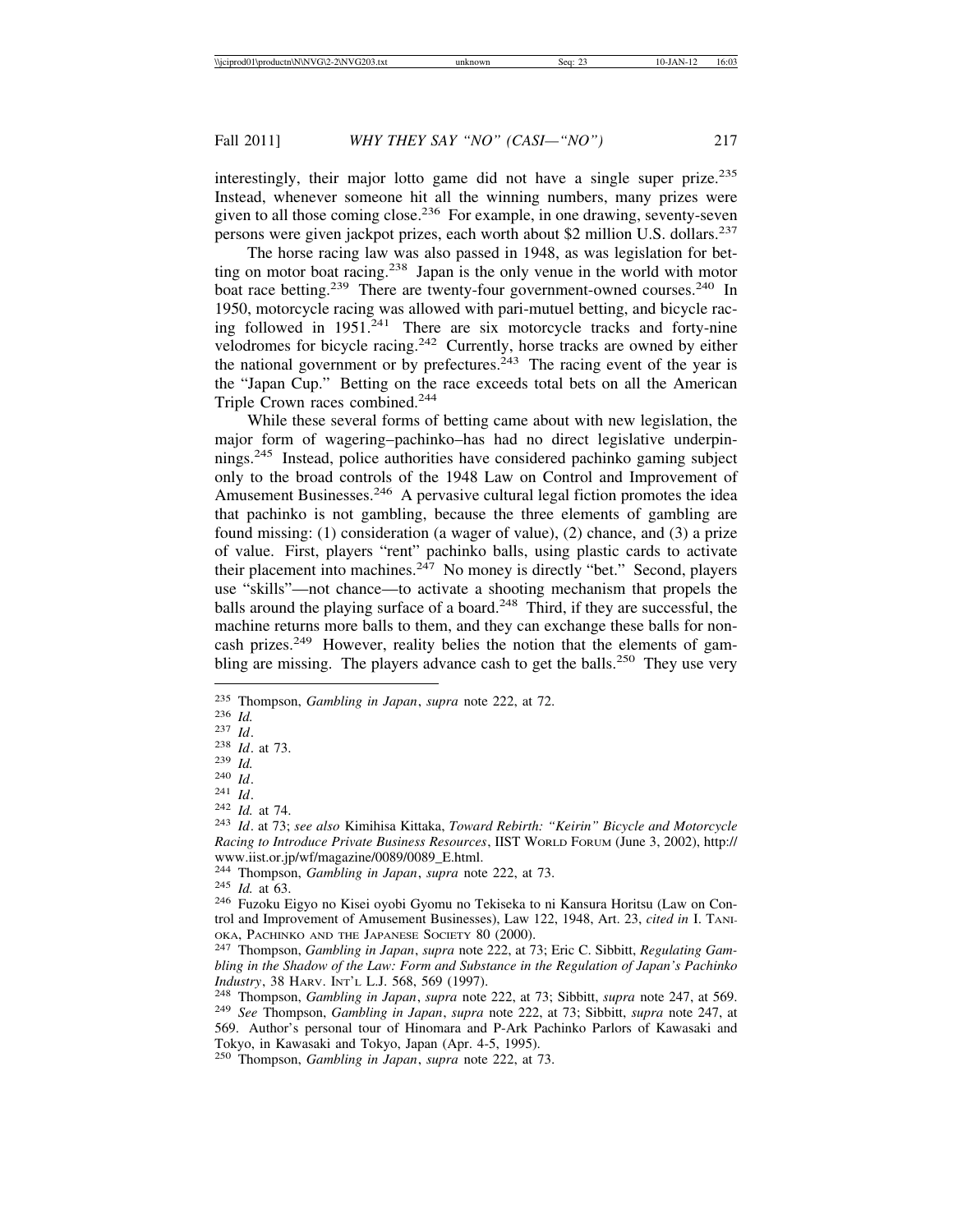interestingly, their major lotto game did not have a single super prize.[235] Instead, whenever someone hit all the winning numbers, many prizes were given to all those coming close.[236] For example, in one drawing, seventy-seven persons were given jackpot prizes, each worth about $2 million U.S. dollars.[237]

The horse racing law was also passed in 1948, as was legislation for betting on motor boat racing.[238] Japan is the only venue in the world with motor boat race betting.[239] There are twenty-four government-owned courses.[240] In 1950, motorcycle racing was allowed with pari-mutuel betting, and bicycle racing followed in 1951.[241] There are six motorcycle tracks and forty-nine velodromes for bicycle racing.[242] Currently, horse tracks are owned by either the national government or by prefectures.[243] The racing event of the year is the "Japan Cup." Betting on the race exceeds total bets on all the American Triple Crown races combined.[244]

While these several forms of betting came about with new legislation, the major form of wagering–pachinko–has had no direct legislative underpinnings.[245] Instead, police authorities have considered pachinko gaming subject only to the broad controls of the 1948 Law on Control and Improvement of Amusement Businesses.[246] A pervasive cultural legal fiction promotes the idea that pachinko is not gambling, because the three elements of gambling are found missing: (1) consideration (a wager of value), (2) chance, and (3) a prize of value. First, players "rent" pachinko balls, using plastic cards to activate their placement into machines.[247] No money is directly "bet." Second, players use "skills"—not chance—to activate a shooting mechanism that propels the balls around the playing surface of a board.[248] Third, if they are successful, the machine returns more balls to them, and they can exchange these balls for non-cash prizes.[249] However, reality belies the notion that the elements of gambling are missing. The players advance cash to get the balls.[250] They use very

---

[235] Thompson, *Gambling in Japan*, *supra* note 222, at 72.

[236] *Id.*

[237] *Id*.

[238] *Id*. at 73.

[239] *Id.*

[240] *Id*.

[241] *Id*.

[242] *Id.* at 74.

[243] *Id*. at 73; *see also* Kimihisa Kittaka, *Toward Rebirth: "Keirin" Bicycle and Motorcycle Racing to Introduce Private Business Resources*, IIST World Forum (June 3, 2002), http://www.iist.or.jp/wf/magazine/0089/0089_E.html.

[244] Thompson, *Gambling in Japan*, *supra* note 222, at 73.

[245] *Id.* at 63.

[246] Fuzoku Eigyo no Kisei oyobi Gyomu no Tekiseka to ni Kansura Horitsu (Law on Control and Improvement of Amusement Businesses), Law 122, 1948, Art. 23, *cited in* I. Tanioka, Pachinko and the Japanese Society 80 (2000).

[247] Thompson, *Gambling in Japan*, *supra* note 222, at 73; Eric C. Sibbitt, *Regulating Gambling in the Shadow of the Law: Form and Substance in the Regulation of Japan's Pachinko Industry*, 38 Harv. Int'l L.J. 568, 569 (1997).

[248] Thompson, *Gambling in Japan*, *supra* note 222, at 73; Sibbitt, *supra* note 247, at 569.

[249] *See* Thompson, *Gambling in Japan*, *supra* note 222, at 73; Sibbitt, *supra* note 247, at 569. Author's personal tour of Hinomara and P-Ark Pachinko Parlors of Kawasaki and Tokyo, in Kawasaki and Tokyo, Japan (Apr. 4-5, 1995).

[250] Thompson, *Gambling in Japan*, *supra* note 222, at 73.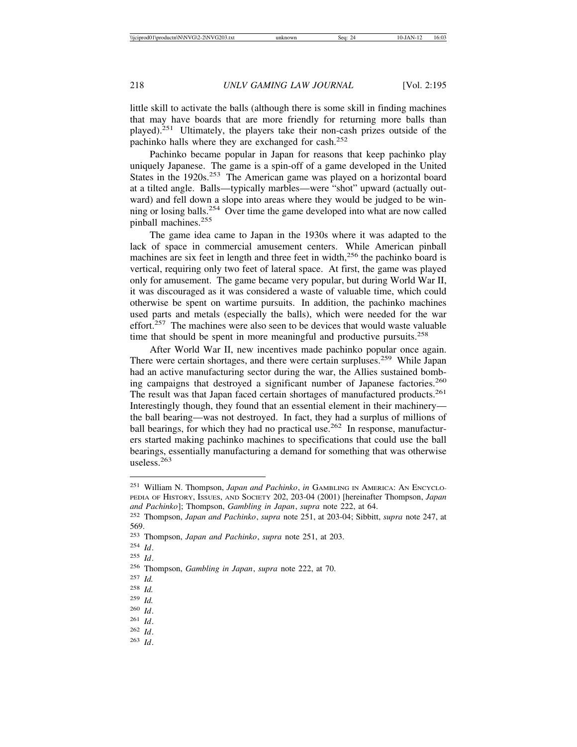little skill to activate the balls (although there is some skill in finding machines that may have boards that are more friendly for returning more balls than played).[251] Ultimately, the players take their non-cash prizes outside of the pachinko halls where they are exchanged for cash.[252]

Pachinko became popular in Japan for reasons that keep pachinko play uniquely Japanese. The game is a spin-off of a game developed in the United States in the 1920s.[253] The American game was played on a horizontal board at a tilted angle. Balls—typically marbles—were "shot" upward (actually outward) and fell down a slope into areas where they would be judged to be winning or losing balls.[254] Over time the game developed into what are now called pinball machines.[255]

The game idea came to Japan in the 1930s where it was adapted to the lack of space in commercial amusement centers. While American pinball machines are six feet in length and three feet in width,[256] the pachinko board is vertical, requiring only two feet of lateral space. At first, the game was played only for amusement. The game became very popular, but during World War II, it was discouraged as it was considered a waste of valuable time, which could otherwise be spent on wartime pursuits. In addition, the pachinko machines used parts and metals (especially the balls), which were needed for the war effort.[257] The machines were also seen to be devices that would waste valuable time that should be spent in more meaningful and productive pursuits.[258]

After World War II, new incentives made pachinko popular once again. There were certain shortages, and there were certain surpluses.[259] While Japan had an active manufacturing sector during the war, the Allies sustained bombing campaigns that destroyed a significant number of Japanese factories.[260] The result was that Japan faced certain shortages of manufactured products.[261] Interestingly though, they found that an essential element in their machinery—the ball bearing—was not destroyed. In fact, they had a surplus of millions of ball bearings, for which they had no practical use.[262] In response, manufacturers started making pachinko machines to specifications that could use the ball bearings, essentially manufacturing a demand for something that was otherwise useless.[263]

---

[251] William N. Thompson, *Japan and Pachinko*, *in* GAMBLING IN AMERICA: AN ENCYCLOPEDIA OF HISTORY, ISSUES, AND SOCIETY 202, 203-04 (2001) [hereinafter Thompson, *Japan and Pachinko*]; Thompson, *Gambling in Japan*, *supra* note 222, at 64.

[252] Thompson, *Japan and Pachinko*, *supra* note 251, at 203-04; Sibbitt, *supra* note 247, at 569.

[253] Thompson, *Japan and Pachinko*, *supra* note 251, at 203.

[254] *Id*.

[255] *Id*.

[256] Thompson, *Gambling in Japan*, *supra* note 222, at 70.

[257] *Id.*

[258] *Id.*

[259] *Id.*

[260] *Id*.

[261] *Id*.

[262] *Id*.

[263] *Id*.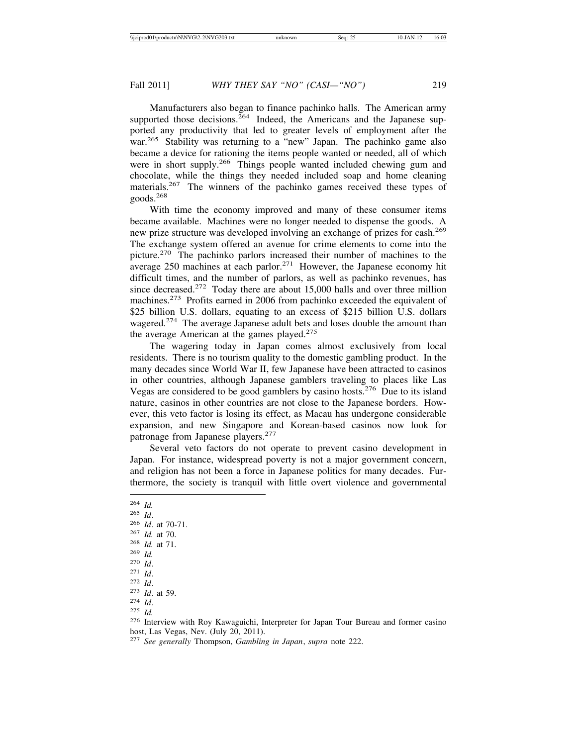Manufacturers also began to finance pachinko halls. The American army supported those decisions.[264] Indeed, the Americans and the Japanese supported any productivity that led to greater levels of employment after the war.[265] Stability was returning to a "new" Japan. The pachinko game also became a device for rationing the items people wanted or needed, all of which were in short supply.[266] Things people wanted included chewing gum and chocolate, while the things they needed included soap and home cleaning materials.[267] The winners of the pachinko games received these types of goods.[268]

With time the economy improved and many of these consumer items became available. Machines were no longer needed to dispense the goods. A new prize structure was developed involving an exchange of prizes for cash.[269] The exchange system offered an avenue for crime elements to come into the picture.[270] The pachinko parlors increased their number of machines to the average 250 machines at each parlor.[271] However, the Japanese economy hit difficult times, and the number of parlors, as well as pachinko revenues, has since decreased.[272] Today there are about 15,000 halls and over three million machines.[273] Profits earned in 2006 from pachinko exceeded the equivalent of $25 billion U.S. dollars, equating to an excess of $215 billion U.S. dollars wagered.[274] The average Japanese adult bets and loses double the amount than the average American at the games played.[275]

The wagering today in Japan comes almost exclusively from local residents. There is no tourism quality to the domestic gambling product. In the many decades since World War II, few Japanese have been attracted to casinos in other countries, although Japanese gamblers traveling to places like Las Vegas are considered to be good gamblers by casino hosts.[276] Due to its island nature, casinos in other countries are not close to the Japanese borders. However, this veto factor is losing its effect, as Macau has undergone considerable expansion, and new Singapore and Korean-based casinos now look for patronage from Japanese players.[277]

Several veto factors do not operate to prevent casino development in Japan. For instance, widespread poverty is not a major government concern, and religion has not been a force in Japanese politics for many decades. Furthermore, the society is tranquil with little overt violence and governmental

---

[264] *Id.*
[265] *Id*.
[266] *Id*. at 70-71.
[267] *Id.* at 70.
[268] *Id.* at 71.
[269] *Id.*
[270] *Id*.
[271] *Id*.
[272] *Id*.
[273] *Id*. at 59.
[274] *Id*.
[275] *Id.*
[276] Interview with Roy Kawaguichi, Interpreter for Japan Tour Bureau and former casino host, Las Vegas, Nev. (July 20, 2011).
[277] *See generally* Thompson, *Gambling in Japan*, *supra* note 222.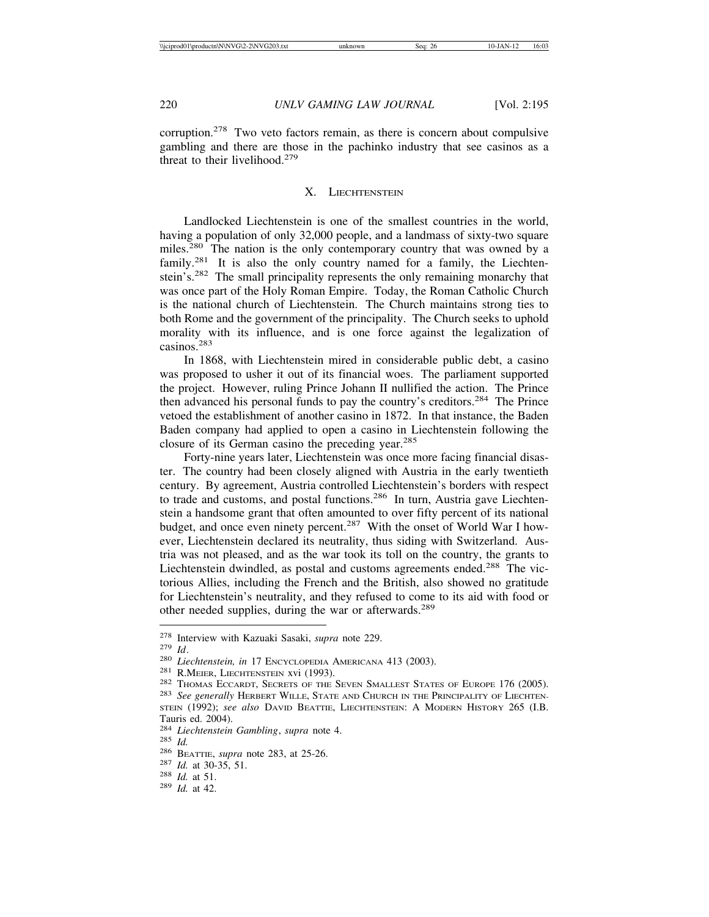corruption.[278] Two veto factors remain, as there is concern about compulsive gambling and there are those in the pachinko industry that see casinos as a threat to their livelihood.[279]

## X. Liechtenstein

Landlocked Liechtenstein is one of the smallest countries in the world, having a population of only 32,000 people, and a landmass of sixty-two square miles.[280] The nation is the only contemporary country that was owned by a family.[281] It is also the only country named for a family, the Liechtenstein's.[282] The small principality represents the only remaining monarchy that was once part of the Holy Roman Empire. Today, the Roman Catholic Church is the national church of Liechtenstein. The Church maintains strong ties to both Rome and the government of the principality. The Church seeks to uphold morality with its influence, and is one force against the legalization of casinos.[283]

In 1868, with Liechtenstein mired in considerable public debt, a casino was proposed to usher it out of its financial woes. The parliament supported the project. However, ruling Prince Johann II nullified the action. The Prince then advanced his personal funds to pay the country's creditors.[284] The Prince vetoed the establishment of another casino in 1872. In that instance, the Baden Baden company had applied to open a casino in Liechtenstein following the closure of its German casino the preceding year.[285]

Forty-nine years later, Liechtenstein was once more facing financial disaster. The country had been closely aligned with Austria in the early twentieth century. By agreement, Austria controlled Liechtenstein's borders with respect to trade and customs, and postal functions.[286] In turn, Austria gave Liechtenstein a handsome grant that often amounted to over fifty percent of its national budget, and once even ninety percent.[287] With the onset of World War I however, Liechtenstein declared its neutrality, thus siding with Switzerland. Austria was not pleased, and as the war took its toll on the country, the grants to Liechtenstein dwindled, as postal and customs agreements ended.[288] The victorious Allies, including the French and the British, also showed no gratitude for Liechtenstein's neutrality, and they refused to come to its aid with food or other needed supplies, during the war or afterwards.[289]

---

[278] Interview with Kazuaki Sasaki, *supra* note 229.

[279] *Id*.

[280] *Liechtenstein, in* 17 Encyclopedia Americana 413 (2003).

[281] R.Meier, Liechtenstein xvi (1993).

[282] Thomas Eccardt, Secrets of the Seven Smallest States of Europe 176 (2005).

[283] *See generally* Herbert Wille, State and Church in the Principality of Liechtenstein (1992); *see also* David Beattie, Liechtenstein: A Modern History 265 (I.B. Tauris ed. 2004).

[284] *Liechtenstein Gambling*, *supra* note 4.

[285] *Id.*

[286] Beattie, *supra* note 283, at 25-26.

[287] *Id.* at 30-35, 51.

[288] *Id.* at 51.

[289] *Id.* at 42.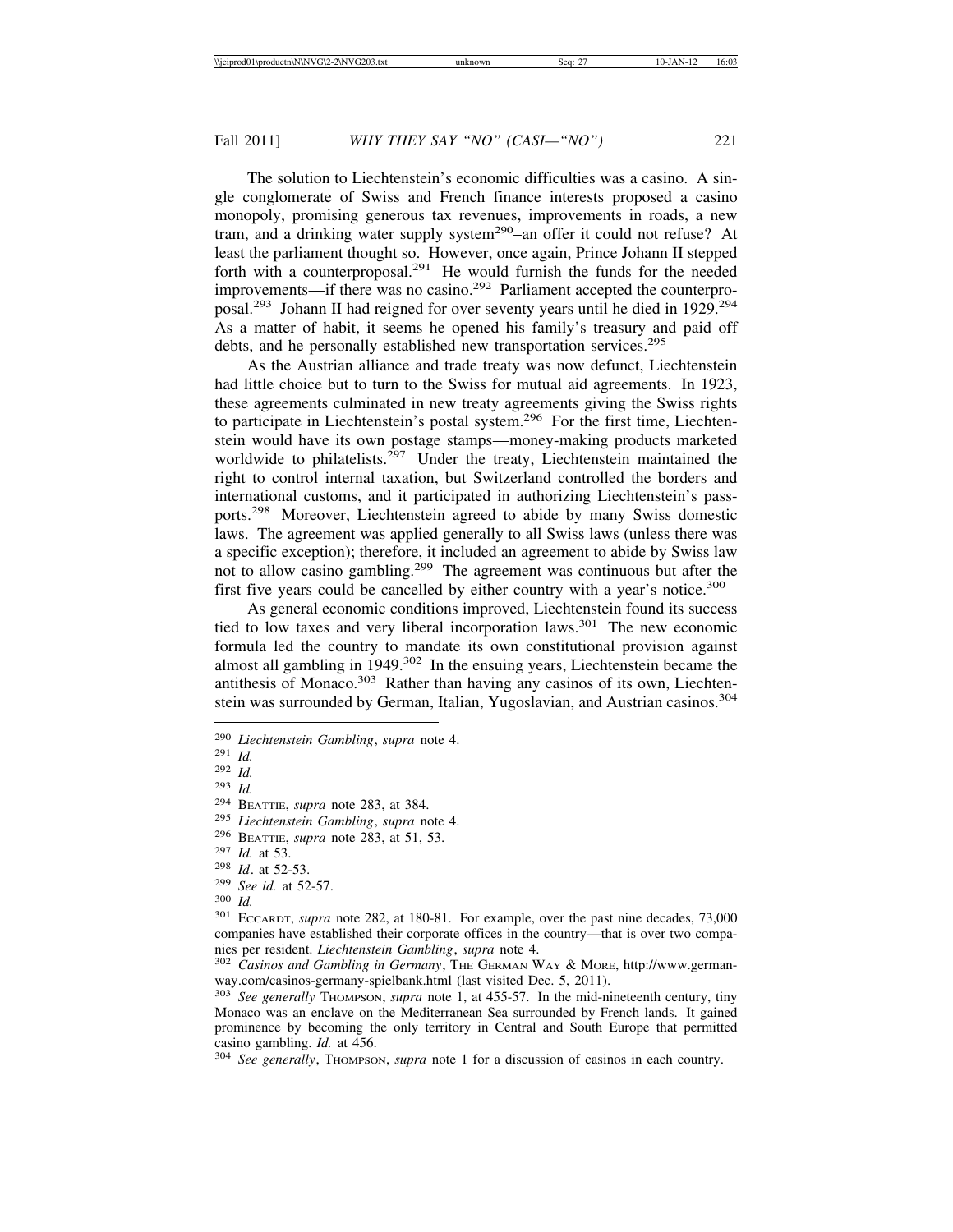The solution to Liechtenstein's economic difficulties was a casino. A single conglomerate of Swiss and French finance interests proposed a casino monopoly, promising generous tax revenues, improvements in roads, a new tram, and a drinking water supply system[290]–an offer it could not refuse? At least the parliament thought so. However, once again, Prince Johann II stepped forth with a counterproposal.[291] He would furnish the funds for the needed improvements—if there was no casino.[292] Parliament accepted the counterproposal.[293] Johann II had reigned for over seventy years until he died in 1929.[294] As a matter of habit, it seems he opened his family's treasury and paid off debts, and he personally established new transportation services.[295]

As the Austrian alliance and trade treaty was now defunct, Liechtenstein had little choice but to turn to the Swiss for mutual aid agreements. In 1923, these agreements culminated in new treaty agreements giving the Swiss rights to participate in Liechtenstein's postal system.[296] For the first time, Liechtenstein would have its own postage stamps—money-making products marketed worldwide to philatelists.[297] Under the treaty, Liechtenstein maintained the right to control internal taxation, but Switzerland controlled the borders and international customs, and it participated in authorizing Liechtenstein's passports.[298] Moreover, Liechtenstein agreed to abide by many Swiss domestic laws. The agreement was applied generally to all Swiss laws (unless there was a specific exception); therefore, it included an agreement to abide by Swiss law not to allow casino gambling.[299] The agreement was continuous but after the first five years could be cancelled by either country with a year's notice.[300]

As general economic conditions improved, Liechtenstein found its success tied to low taxes and very liberal incorporation laws.[301] The new economic formula led the country to mandate its own constitutional provision against almost all gambling in 1949.[302] In the ensuing years, Liechtenstein became the antithesis of Monaco.[303] Rather than having any casinos of its own, Liechtenstein was surrounded by German, Italian, Yugoslavian, and Austrian casinos.[304]

---

[290] *Liechtenstein Gambling*, *supra* note 4.

[291] *Id.*

[292] *Id.*

[293] *Id.*

[294] BEATTIE, *supra* note 283, at 384.

[295] *Liechtenstein Gambling*, *supra* note 4.

[296] BEATTIE, *supra* note 283, at 51, 53.

[297] *Id.* at 53.

[298] *Id*. at 52-53.

[299] *See id.* at 52-57.

[300] *Id.*

[301] ECCARDT, *supra* note 282, at 180-81. For example, over the past nine decades, 73,000 companies have established their corporate offices in the country—that is over two companies per resident. *Liechtenstein Gambling*, *supra* note 4.

[302] *Casinos and Gambling in Germany*, THE GERMAN WAY & MORE, http://www.german-way.com/casinos-germany-spielbank.html (last visited Dec. 5, 2011).

[303] *See generally* THOMPSON, *supra* note 1, at 455-57. In the mid-nineteenth century, tiny Monaco was an enclave on the Mediterranean Sea surrounded by French lands. It gained prominence by becoming the only territory in Central and South Europe that permitted casino gambling. *Id.* at 456.

[304] *See generally*, THOMPSON, *supra* note 1 for a discussion of casinos in each country.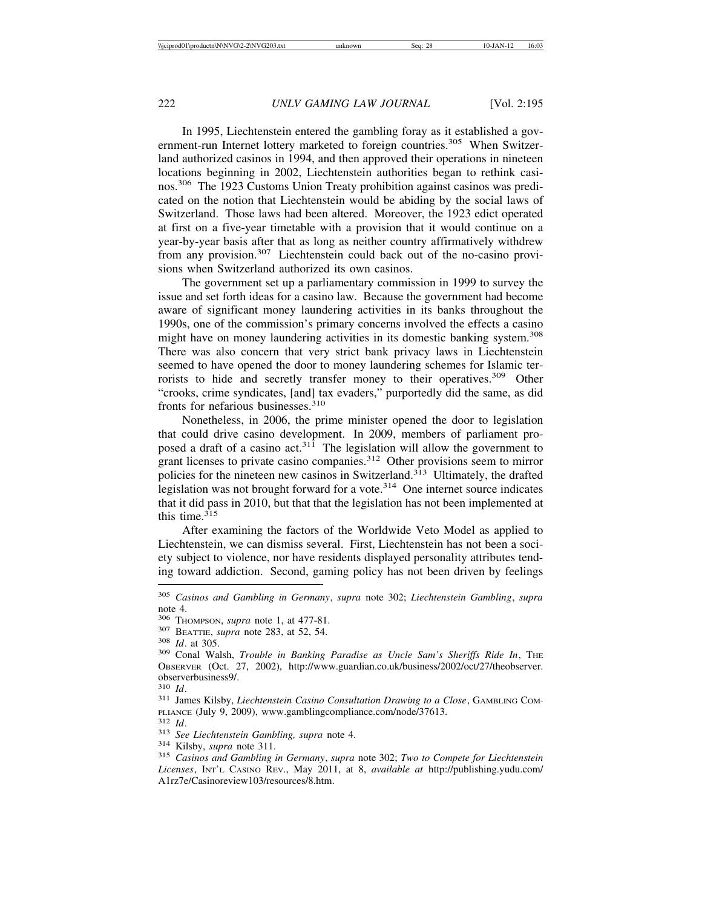In 1995, Liechtenstein entered the gambling foray as it established a government-run Internet lottery marketed to foreign countries.[305] When Switzerland authorized casinos in 1994, and then approved their operations in nineteen locations beginning in 2002, Liechtenstein authorities began to rethink casinos.[306] The 1923 Customs Union Treaty prohibition against casinos was predicated on the notion that Liechtenstein would be abiding by the social laws of Switzerland. Those laws had been altered. Moreover, the 1923 edict operated at first on a five-year timetable with a provision that it would continue on a year-by-year basis after that as long as neither country affirmatively withdrew from any provision.[307] Liechtenstein could back out of the no-casino provisions when Switzerland authorized its own casinos.

The government set up a parliamentary commission in 1999 to survey the issue and set forth ideas for a casino law. Because the government had become aware of significant money laundering activities in its banks throughout the 1990s, one of the commission's primary concerns involved the effects a casino might have on money laundering activities in its domestic banking system.[308] There was also concern that very strict bank privacy laws in Liechtenstein seemed to have opened the door to money laundering schemes for Islamic terrorists to hide and secretly transfer money to their operatives.[309] Other "crooks, crime syndicates, [and] tax evaders," purportedly did the same, as did fronts for nefarious businesses.[310]

Nonetheless, in 2006, the prime minister opened the door to legislation that could drive casino development. In 2009, members of parliament proposed a draft of a casino act.[311] The legislation will allow the government to grant licenses to private casino companies.[312] Other provisions seem to mirror policies for the nineteen new casinos in Switzerland.[313] Ultimately, the drafted legislation was not brought forward for a vote.[314] One internet source indicates that it did pass in 2010, but that that the legislation has not been implemented at this time.[315]

After examining the factors of the Worldwide Veto Model as applied to Liechtenstein, we can dismiss several. First, Liechtenstein has not been a society subject to violence, nor have residents displayed personality attributes tending toward addiction. Second, gaming policy has not been driven by feelings

---

[305] *Casinos and Gambling in Germany*, *supra* note 302; *Liechtenstein Gambling*, *supra* note 4.

[306] THOMPSON, *supra* note 1, at 477-81.

[307] BEATTIE, *supra* note 283, at 52, 54.

[308] *Id*. at 305.

[309] Conal Walsh, *Trouble in Banking Paradise as Uncle Sam's Sheriffs Ride In*, THE OBSERVER (Oct. 27, 2002), http://www.guardian.co.uk/business/2002/oct/27/theobserver.observerbusiness9/.

[310] *Id*.

[311] James Kilsby, *Liechtenstein Casino Consultation Drawing to a Close*, GAMBLING COMPLIANCE (July 9, 2009), www.gamblingcompliance.com/node/37613.

[312] *Id*.

[313] *See Liechtenstein Gambling, supra* note 4.

[314] Kilsby, *supra* note 311.

[315] *Casinos and Gambling in Germany*, *supra* note 302; *Two to Compete for Liechtenstein Licenses*, INT'L CASINO REV., May 2011, at 8, *available at* http://publishing.yudu.com/A1rz7e/Casinoreview103/resources/8.htm.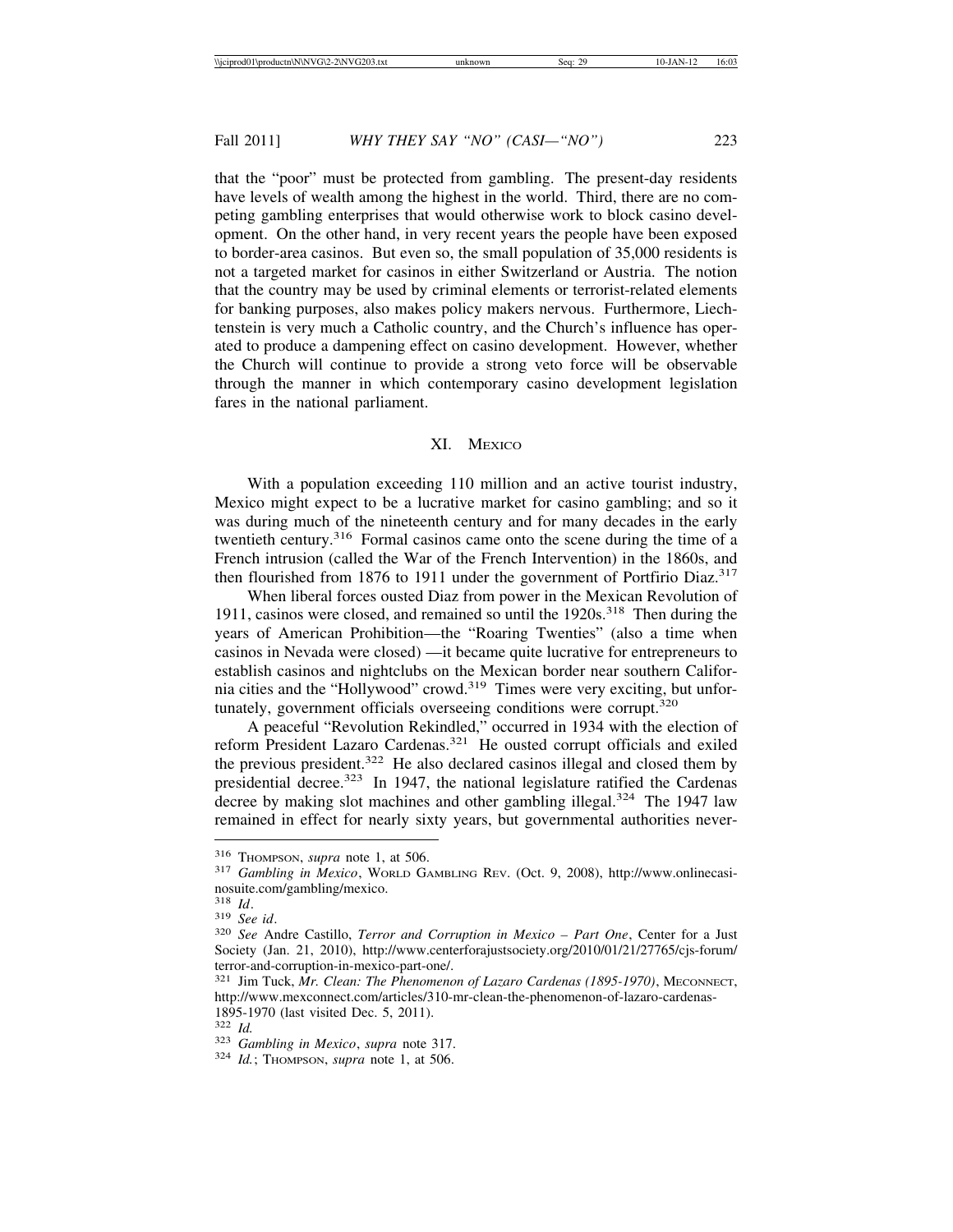that the "poor" must be protected from gambling. The present-day residents have levels of wealth among the highest in the world. Third, there are no competing gambling enterprises that would otherwise work to block casino development. On the other hand, in very recent years the people have been exposed to border-area casinos. But even so, the small population of 35,000 residents is not a targeted market for casinos in either Switzerland or Austria. The notion that the country may be used by criminal elements or terrorist-related elements for banking purposes, also makes policy makers nervous. Furthermore, Liechtenstein is very much a Catholic country, and the Church's influence has operated to produce a dampening effect on casino development. However, whether the Church will continue to provide a strong veto force will be observable through the manner in which contemporary casino development legislation fares in the national parliament.

## XI. Mexico

With a population exceeding 110 million and an active tourist industry, Mexico might expect to be a lucrative market for casino gambling; and so it was during much of the nineteenth century and for many decades in the early twentieth century.[316] Formal casinos came onto the scene during the time of a French intrusion (called the War of the French Intervention) in the 1860s, and then flourished from 1876 to 1911 under the government of Portfirio Diaz.[317]

When liberal forces ousted Diaz from power in the Mexican Revolution of 1911, casinos were closed, and remained so until the 1920s.[318] Then during the years of American Prohibition—the "Roaring Twenties" (also a time when casinos in Nevada were closed) —it became quite lucrative for entrepreneurs to establish casinos and nightclubs on the Mexican border near southern California cities and the "Hollywood" crowd.[319] Times were very exciting, but unfortunately, government officials overseeing conditions were corrupt.[320]

A peaceful "Revolution Rekindled," occurred in 1934 with the election of reform President Lazaro Cardenas.[321] He ousted corrupt officials and exiled the previous president.[322] He also declared casinos illegal and closed them by presidential decree.[323] In 1947, the national legislature ratified the Cardenas decree by making slot machines and other gambling illegal.[324] The 1947 law remained in effect for nearly sixty years, but governmental authorities never-

---

[316] Thompson, *supra* note 1, at 506.

[317] *Gambling in Mexico*, World Gambling Rev. (Oct. 9, 2008), http://www.onlinecasinosuite.com/gambling/mexico.

[318] *Id*.

[319] *See id*.

[320] *See* Andre Castillo, *Terror and Corruption in Mexico – Part One*, Center for a Just Society (Jan. 21, 2010), http://www.centerforajustsociety.org/2010/01/21/27765/cjs-forum/terror-and-corruption-in-mexico-part-one/.

[321] Jim Tuck, *Mr. Clean: The Phenomenon of Lazaro Cardenas (1895-1970)*, Meconnect, http://www.mexconnect.com/articles/310-mr-clean-the-phenomenon-of-lazaro-cardenas-1895-1970 (last visited Dec. 5, 2011).

[322] *Id.*

[323] *Gambling in Mexico*, *supra* note 317.

[324] *Id.*; Thompson, *supra* note 1, at 506.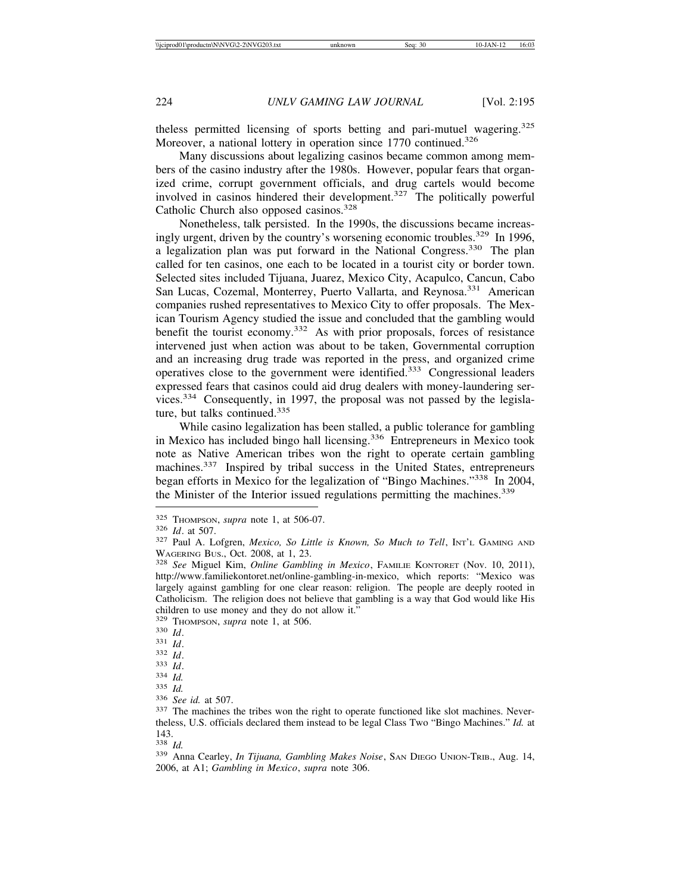theless permitted licensing of sports betting and pari-mutuel wagering.[325] Moreover, a national lottery in operation since 1770 continued.[326]

Many discussions about legalizing casinos became common among members of the casino industry after the 1980s. However, popular fears that organized crime, corrupt government officials, and drug cartels would become involved in casinos hindered their development.[327] The politically powerful Catholic Church also opposed casinos.[328]

Nonetheless, talk persisted. In the 1990s, the discussions became increasingly urgent, driven by the country's worsening economic troubles.[329] In 1996, a legalization plan was put forward in the National Congress.[330] The plan called for ten casinos, one each to be located in a tourist city or border town. Selected sites included Tijuana, Juarez, Mexico City, Acapulco, Cancun, Cabo San Lucas, Cozemal, Monterrey, Puerto Vallarta, and Reynosa.[331] American companies rushed representatives to Mexico City to offer proposals. The Mexican Tourism Agency studied the issue and concluded that the gambling would benefit the tourist economy.[332] As with prior proposals, forces of resistance intervened just when action was about to be taken, Governmental corruption and an increasing drug trade was reported in the press, and organized crime operatives close to the government were identified.[333] Congressional leaders expressed fears that casinos could aid drug dealers with money-laundering services.[334] Consequently, in 1997, the proposal was not passed by the legislature, but talks continued.[335]

While casino legalization has been stalled, a public tolerance for gambling in Mexico has included bingo hall licensing.[336] Entrepreneurs in Mexico took note as Native American tribes won the right to operate certain gambling machines.[337] Inspired by tribal success in the United States, entrepreneurs began efforts in Mexico for the legalization of "Bingo Machines."[338] In 2004, the Minister of the Interior issued regulations permitting the machines.[339]

---

[325] THOMPSON, *supra* note 1, at 506-07.

[326] *Id*. at 507.

[327] Paul A. Lofgren, *Mexico, So Little is Known, So Much to Tell*, INT'L GAMING AND WAGERING BUS., Oct. 2008, at 1, 23.

[328] *See* Miguel Kim, *Online Gambling in Mexico*, FAMILIE KONTORET (Nov. 10, 2011), http://www.familiekontoret.net/online-gambling-in-mexico, which reports: "Mexico was largely against gambling for one clear reason: religion. The people are deeply rooted in Catholicism. The religion does not believe that gambling is a way that God would like His children to use money and they do not allow it."

[329] THOMPSON, *supra* note 1, at 506.

[330] *Id*.

[331] *Id*.

[332] *Id*.

[333] *Id*.

[334] *Id.*

[335] *Id.*

[336] *See id.* at 507.

[337] The machines the tribes won the right to operate functioned like slot machines. Nevertheless, U.S. officials declared them instead to be legal Class Two "Bingo Machines." *Id.* at 143.

[338] *Id.*

[339] Anna Cearley, *In Tijuana, Gambling Makes Noise*, SAN DIEGO UNION-TRIB., Aug. 14, 2006, at A1; *Gambling in Mexico*, *supra* note 306.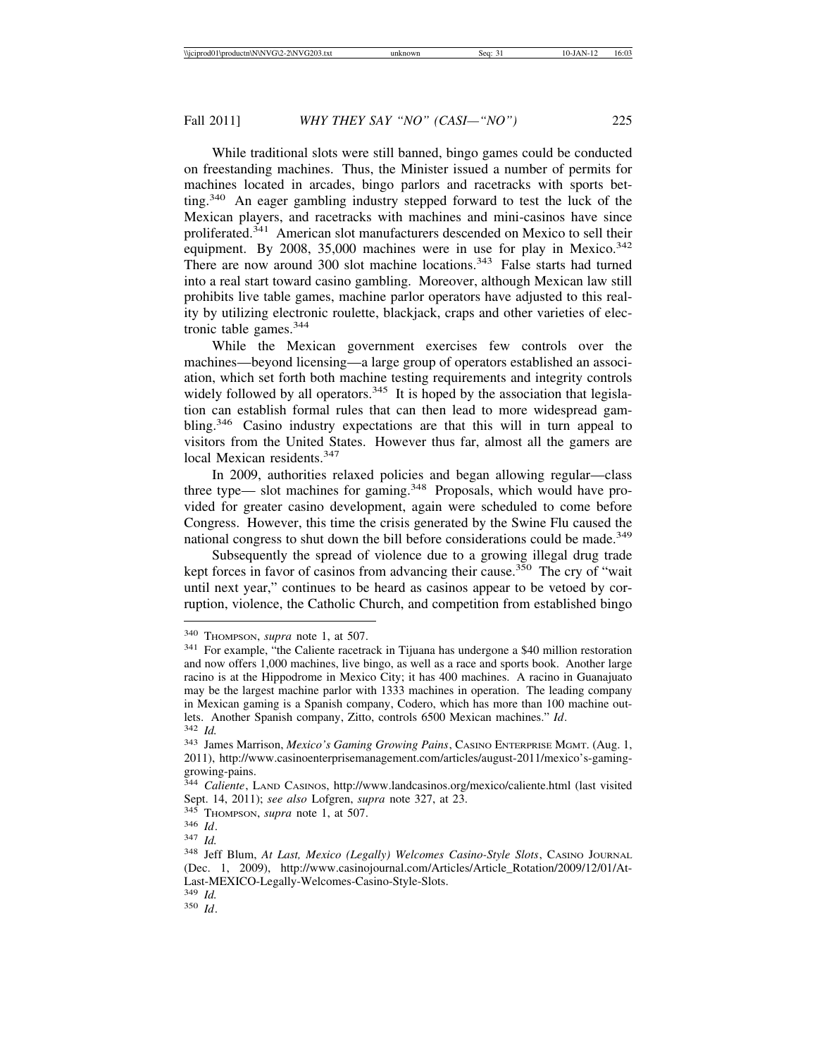While traditional slots were still banned, bingo games could be conducted on freestanding machines. Thus, the Minister issued a number of permits for machines located in arcades, bingo parlors and racetracks with sports betting.[340] An eager gambling industry stepped forward to test the luck of the Mexican players, and racetracks with machines and mini-casinos have since proliferated.[341] American slot manufacturers descended on Mexico to sell their equipment. By 2008, 35,000 machines were in use for play in Mexico.[342] There are now around 300 slot machine locations.[343] False starts had turned into a real start toward casino gambling. Moreover, although Mexican law still prohibits live table games, machine parlor operators have adjusted to this reality by utilizing electronic roulette, blackjack, craps and other varieties of electronic table games.[344]

While the Mexican government exercises few controls over the machines—beyond licensing—a large group of operators established an association, which set forth both machine testing requirements and integrity controls widely followed by all operators.[345] It is hoped by the association that legislation can establish formal rules that can then lead to more widespread gambling.[346] Casino industry expectations are that this will in turn appeal to visitors from the United States. However thus far, almost all the gamers are local Mexican residents.[347]

In 2009, authorities relaxed policies and began allowing regular—class three type— slot machines for gaming.[348] Proposals, which would have provided for greater casino development, again were scheduled to come before Congress. However, this time the crisis generated by the Swine Flu caused the national congress to shut down the bill before considerations could be made.[349]

Subsequently the spread of violence due to a growing illegal drug trade kept forces in favor of casinos from advancing their cause.[350] The cry of "wait until next year," continues to be heard as casinos appear to be vetoed by corruption, violence, the Catholic Church, and competition from established bingo

---

[340] THOMPSON, *supra* note 1, at 507.

[341] For example, "the Caliente racetrack in Tijuana has undergone a $40 million restoration and now offers 1,000 machines, live bingo, as well as a race and sports book. Another large racino is at the Hippodrome in Mexico City; it has 400 machines. A racino in Guanajuato may be the largest machine parlor with 1333 machines in operation. The leading company in Mexican gaming is a Spanish company, Codero, which has more than 100 machine outlets. Another Spanish company, Zitto, controls 6500 Mexican machines." *Id*.

[342] *Id.*

[343] James Marrison, *Mexico's Gaming Growing Pains*, CASINO ENTERPRISE MGMT. (Aug. 1, 2011), http://www.casinoenterprisemanagement.com/articles/august-2011/mexico's-gaming-growing-pains.

[344] *Caliente*, LAND CASINOS, http://www.landcasinos.org/mexico/caliente.html (last visited Sept. 14, 2011); *see also* Lofgren, *supra* note 327, at 23.

[345] THOMPSON, *supra* note 1, at 507.

[346] *Id*.

[347] *Id.*

[348] Jeff Blum, *At Last, Mexico (Legally) Welcomes Casino-Style Slots*, CASINO JOURNAL (Dec. 1, 2009), http://www.casinojournal.com/Articles/Article_Rotation/2009/12/01/At-Last-MEXICO-Legally-Welcomes-Casino-Style-Slots.

[349] *Id.*

[350] *Id*.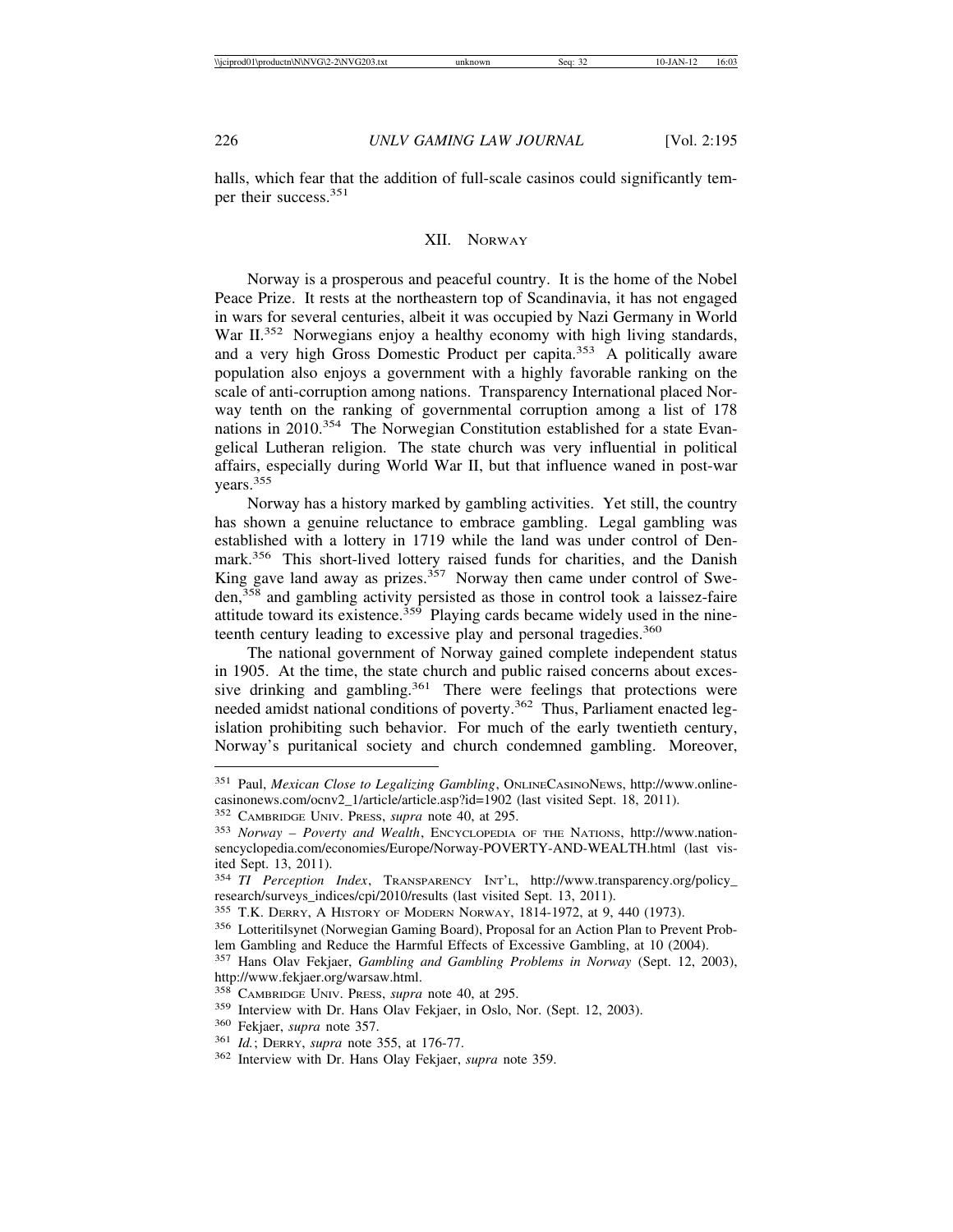halls, which fear that the addition of full-scale casinos could significantly temper their success.[351]

## XII. Norway

Norway is a prosperous and peaceful country. It is the home of the Nobel Peace Prize. It rests at the northeastern top of Scandinavia, it has not engaged in wars for several centuries, albeit it was occupied by Nazi Germany in World War II.[352] Norwegians enjoy a healthy economy with high living standards, and a very high Gross Domestic Product per capita.[353] A politically aware population also enjoys a government with a highly favorable ranking on the scale of anti-corruption among nations. Transparency International placed Norway tenth on the ranking of governmental corruption among a list of 178 nations in 2010.[354] The Norwegian Constitution established for a state Evangelical Lutheran religion. The state church was very influential in political affairs, especially during World War II, but that influence waned in post-war years.[355]

Norway has a history marked by gambling activities. Yet still, the country has shown a genuine reluctance to embrace gambling. Legal gambling was established with a lottery in 1719 while the land was under control of Denmark.[356] This short-lived lottery raised funds for charities, and the Danish King gave land away as prizes.[357] Norway then came under control of Sweden,[358] and gambling activity persisted as those in control took a laissez-faire attitude toward its existence.[359] Playing cards became widely used in the nineteenth century leading to excessive play and personal tragedies.[360]

The national government of Norway gained complete independent status in 1905. At the time, the state church and public raised concerns about excessive drinking and gambling.[361] There were feelings that protections were needed amidst national conditions of poverty.[362] Thus, Parliament enacted legislation prohibiting such behavior. For much of the early twentieth century, Norway's puritanical society and church condemned gambling. Moreover,

---

[351] Paul, *Mexican Close to Legalizing Gambling*, OnlineCasinoNews, http://www.online-casinonews.com/ocnv2_1/article/article.asp?id=1902 (last visited Sept. 18, 2011).

[352] Cambridge Univ. Press, *supra* note 40, at 295.

[353] *Norway – Poverty and Wealth*, Encyclopedia of the Nations, http://www.nationsencyclopedia.com/economies/Europe/Norway-POVERTY-AND-WEALTH.html (last visited Sept. 13, 2011).

[354] *TI Perception Index*, Transparency Int'l, http://www.transparency.org/policy_research/surveys_indices/cpi/2010/results (last visited Sept. 13, 2011).

[355] T.K. Derry, A History of Modern Norway, 1814-1972, at 9, 440 (1973).

[356] Lotteritilsynet (Norwegian Gaming Board), Proposal for an Action Plan to Prevent Problem Gambling and Reduce the Harmful Effects of Excessive Gambling, at 10 (2004).

[357] Hans Olav Fekjaer, *Gambling and Gambling Problems in Norway* (Sept. 12, 2003), http://www.fekjaer.org/warsaw.html.

[358] Cambridge Univ. Press, *supra* note 40, at 295.

[359] Interview with Dr. Hans Olav Fekjaer, in Oslo, Nor. (Sept. 12, 2003).

[360] Fekjaer, *supra* note 357.

[361] *Id.*; Derry, *supra* note 355, at 176-77.

[362] Interview with Dr. Hans Olay Fekjaer, *supra* note 359.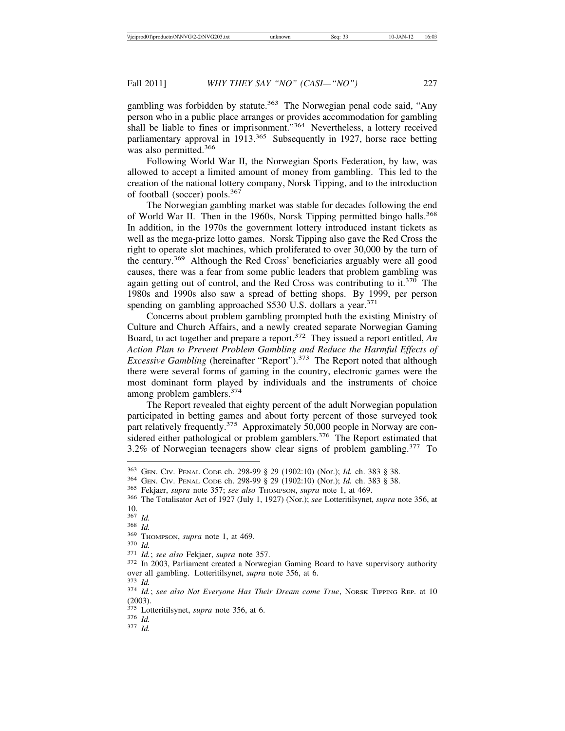gambling was forbidden by statute.[363] The Norwegian penal code said, "Any person who in a public place arranges or provides accommodation for gambling shall be liable to fines or imprisonment."[364] Nevertheless, a lottery received parliamentary approval in 1913.[365] Subsequently in 1927, horse race betting was also permitted.[366]

Following World War II, the Norwegian Sports Federation, by law, was allowed to accept a limited amount of money from gambling. This led to the creation of the national lottery company, Norsk Tipping, and to the introduction of football (soccer) pools.[367]

The Norwegian gambling market was stable for decades following the end of World War II. Then in the 1960s, Norsk Tipping permitted bingo halls.[368] In addition, in the 1970s the government lottery introduced instant tickets as well as the mega-prize lotto games. Norsk Tipping also gave the Red Cross the right to operate slot machines, which proliferated to over 30,000 by the turn of the century.[369] Although the Red Cross' beneficiaries arguably were all good causes, there was a fear from some public leaders that problem gambling was again getting out of control, and the Red Cross was contributing to it.[370] The 1980s and 1990s also saw a spread of betting shops. By 1999, per person spending on gambling approached $530 U.S. dollars a year.[371]

Concerns about problem gambling prompted both the existing Ministry of Culture and Church Affairs, and a newly created separate Norwegian Gaming Board, to act together and prepare a report.[372] They issued a report entitled, *An Action Plan to Prevent Problem Gambling and Reduce the Harmful Effects of Excessive Gambling* (hereinafter "Report").[373] The Report noted that although there were several forms of gaming in the country, electronic games were the most dominant form played by individuals and the instruments of choice among problem gamblers.[374]

The Report revealed that eighty percent of the adult Norwegian population participated in betting games and about forty percent of those surveyed took part relatively frequently.[375] Approximately 50,000 people in Norway are considered either pathological or problem gamblers.[376] The Report estimated that 3.2% of Norwegian teenagers show clear signs of problem gambling.[377] To

---

[363] Gen. Civ. Penal Code ch. 298-99 § 29 (1902:10) (Nor.); *Id.* ch. 383 § 38.

[364] Gen. Civ. Penal Code ch. 298-99 § 29 (1902:10) (Nor.); *Id.* ch. 383 § 38.

[365] Fekjaer, *supra* note 357; *see also* Thompson, *supra* note 1, at 469.

[366] The Totalisator Act of 1927 (July 1, 1927) (Nor.); *see* Lotteritilsynet, *supra* note 356, at 10.

[367] *Id.*

[368] *Id.*

[369] Thompson, *supra* note 1, at 469.

[370] *Id.*

[371] *Id.*; *see also* Fekjaer, *supra* note 357.

[372] In 2003, Parliament created a Norwegian Gaming Board to have supervisory authority over all gambling. Lotteritilsynet, *supra* note 356, at 6.

[373] *Id.*

[374] *Id.*; *see also Not Everyone Has Their Dream come True*, Norsk Tipping Rep. at 10 (2003).

[375] Lotteritilsynet, *supra* note 356, at 6.

[376] *Id.*

[377] *Id.*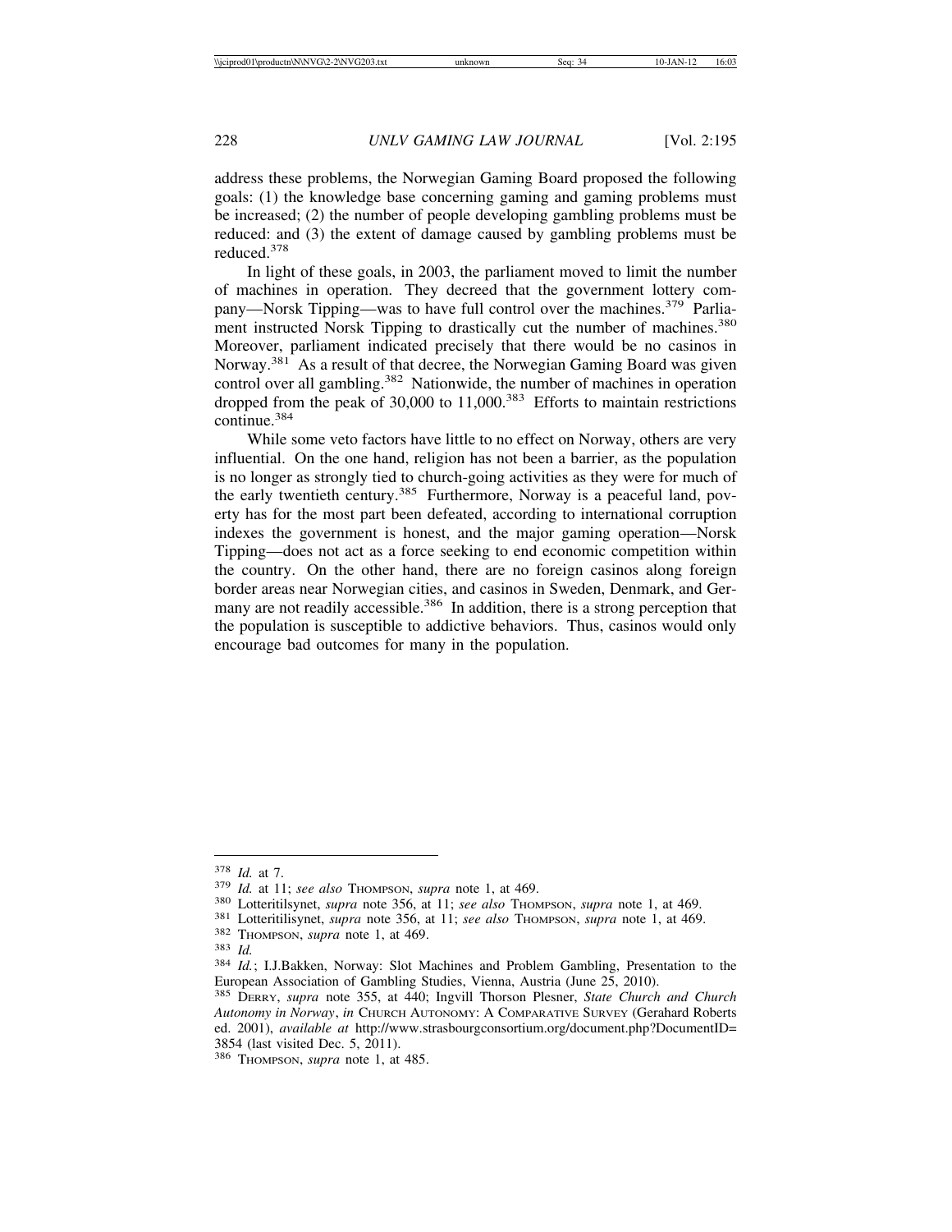address these problems, the Norwegian Gaming Board proposed the following goals: (1) the knowledge base concerning gaming and gaming problems must be increased; (2) the number of people developing gambling problems must be reduced: and (3) the extent of damage caused by gambling problems must be reduced.[378]

In light of these goals, in 2003, the parliament moved to limit the number of machines in operation. They decreed that the government lottery company—Norsk Tipping—was to have full control over the machines.[379] Parliament instructed Norsk Tipping to drastically cut the number of machines.[380] Moreover, parliament indicated precisely that there would be no casinos in Norway.[381] As a result of that decree, the Norwegian Gaming Board was given control over all gambling.[382] Nationwide, the number of machines in operation dropped from the peak of 30,000 to 11,000.[383] Efforts to maintain restrictions continue.[384]

While some veto factors have little to no effect on Norway, others are very influential. On the one hand, religion has not been a barrier, as the population is no longer as strongly tied to church-going activities as they were for much of the early twentieth century.[385] Furthermore, Norway is a peaceful land, poverty has for the most part been defeated, according to international corruption indexes the government is honest, and the major gaming operation—Norsk Tipping—does not act as a force seeking to end economic competition within the country. On the other hand, there are no foreign casinos along foreign border areas near Norwegian cities, and casinos in Sweden, Denmark, and Germany are not readily accessible.[386] In addition, there is a strong perception that the population is susceptible to addictive behaviors. Thus, casinos would only encourage bad outcomes for many in the population.

---

[378] *Id.* at 7.

[379] *Id.* at 11; *see also* THOMPSON, *supra* note 1, at 469.

[380] Lotteritilsynet, *supra* note 356, at 11; *see also* THOMPSON, *supra* note 1, at 469.

[381] Lotteritilisynet, *supra* note 356, at 11; *see also* THOMPSON, *supra* note 1, at 469.

[382] THOMPSON, *supra* note 1, at 469.

[383] *Id.*

[384] *Id.*; I.J.Bakken, Norway: Slot Machines and Problem Gambling, Presentation to the European Association of Gambling Studies, Vienna, Austria (June 25, 2010).

[385] DERRY, *supra* note 355, at 440; Ingvill Thorson Plesner, *State Church and Church Autonomy in Norway*, *in* CHURCH AUTONOMY: A COMPARATIVE SURVEY (Gerahard Roberts ed. 2001), *available at* http://www.strasbourgconsortium.org/document.php?DocumentID=3854 (last visited Dec. 5, 2011).

[386] THOMPSON, *supra* note 1, at 485.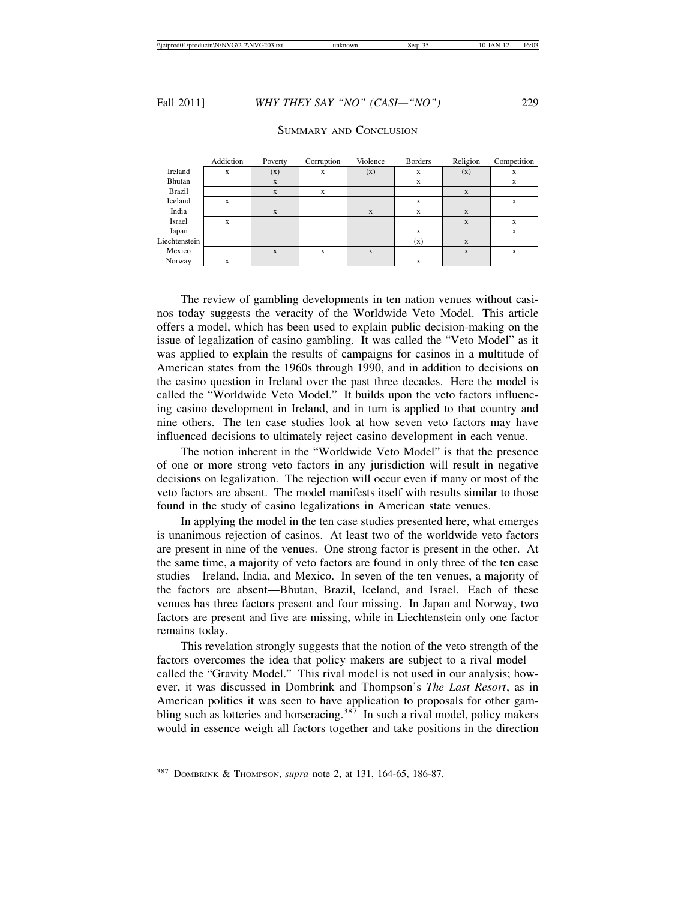## Summary and Conclusion

| | Addiction | Poverty | Corruption | Violence | Borders | Religion | Competition |
|---|---|---|---|---|---|---|---|
| Ireland | x | (x) | x | (x) | x | (x) | x |
| Bhutan | | x | | | x | | x |
| Brazil | | x | x | | | x | |
| Iceland | x | | | | x | | x |
| India | | x | | x | x | x | |
| Israel | x | | | | | x | x |
| Japan | | | | | x | | x |
| Liechtenstein | | | | | (x) | x | |
| Mexico | | x | x | x | | x | x |
| Norway | x | | | | x | | |

The review of gambling developments in ten nation venues without casinos today suggests the veracity of the Worldwide Veto Model. This article offers a model, which has been used to explain public decision-making on the issue of legalization of casino gambling. It was called the "Veto Model" as it was applied to explain the results of campaigns for casinos in a multitude of American states from the 1960s through 1990, and in addition to decisions on the casino question in Ireland over the past three decades. Here the model is called the "Worldwide Veto Model." It builds upon the veto factors influencing casino development in Ireland, and in turn is applied to that country and nine others. The ten case studies look at how seven veto factors may have influenced decisions to ultimately reject casino development in each venue.

The notion inherent in the "Worldwide Veto Model" is that the presence of one or more strong veto factors in any jurisdiction will result in negative decisions on legalization. The rejection will occur even if many or most of the veto factors are absent. The model manifests itself with results similar to those found in the study of casino legalizations in American state venues.

In applying the model in the ten case studies presented here, what emerges is unanimous rejection of casinos. At least two of the worldwide veto factors are present in nine of the venues. One strong factor is present in the other. At the same time, a majority of veto factors are found in only three of the ten case studies—Ireland, India, and Mexico. In seven of the ten venues, a majority of the factors are absent—Bhutan, Brazil, Iceland, and Israel. Each of these venues has three factors present and four missing. In Japan and Norway, two factors are present and five are missing, while in Liechtenstein only one factor remains today.

This revelation strongly suggests that the notion of the veto strength of the factors overcomes the idea that policy makers are subject to a rival model—called the "Gravity Model." This rival model is not used in our analysis; however, it was discussed in Dombrink and Thompson's *The Last Resort*, as in American politics it was seen to have application to proposals for other gambling such as lotteries and horseracing.[387] In such a rival model, policy makers would in essence weigh all factors together and take positions in the direction

[387] Dombrink & Thompson, *supra* note 2, at 131, 164-65, 186-87.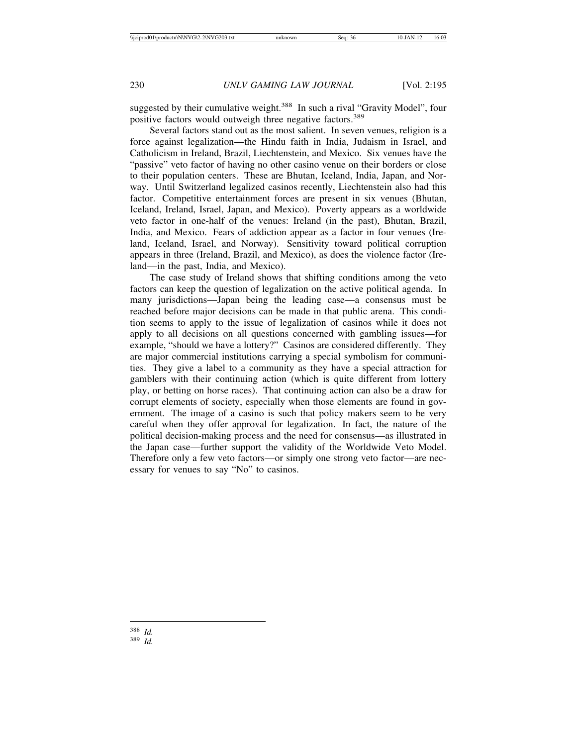suggested by their cumulative weight.[388] In such a rival "Gravity Model", four positive factors would outweigh three negative factors.[389]

Several factors stand out as the most salient. In seven venues, religion is a force against legalization—the Hindu faith in India, Judaism in Israel, and Catholicism in Ireland, Brazil, Liechtenstein, and Mexico. Six venues have the "passive" veto factor of having no other casino venue on their borders or close to their population centers. These are Bhutan, Iceland, India, Japan, and Norway. Until Switzerland legalized casinos recently, Liechtenstein also had this factor. Competitive entertainment forces are present in six venues (Bhutan, Iceland, Ireland, Israel, Japan, and Mexico). Poverty appears as a worldwide veto factor in one-half of the venues: Ireland (in the past), Bhutan, Brazil, India, and Mexico. Fears of addiction appear as a factor in four venues (Ireland, Iceland, Israel, and Norway). Sensitivity toward political corruption appears in three (Ireland, Brazil, and Mexico), as does the violence factor (Ireland—in the past, India, and Mexico).

The case study of Ireland shows that shifting conditions among the veto factors can keep the question of legalization on the active political agenda. In many jurisdictions—Japan being the leading case—a consensus must be reached before major decisions can be made in that public arena. This condition seems to apply to the issue of legalization of casinos while it does not apply to all decisions on all questions concerned with gambling issues—for example, "should we have a lottery?" Casinos are considered differently. They are major commercial institutions carrying a special symbolism for communities. They give a label to a community as they have a special attraction for gamblers with their continuing action (which is quite different from lottery play, or betting on horse races). That continuing action can also be a draw for corrupt elements of society, especially when those elements are found in government. The image of a casino is such that policy makers seem to be very careful when they offer approval for legalization. In fact, the nature of the political decision-making process and the need for consensus—as illustrated in the Japan case—further support the validity of the Worldwide Veto Model. Therefore only a few veto factors—or simply one strong veto factor—are necessary for venues to say "No" to casinos.

---

[388] *Id.*

[389] *Id.*